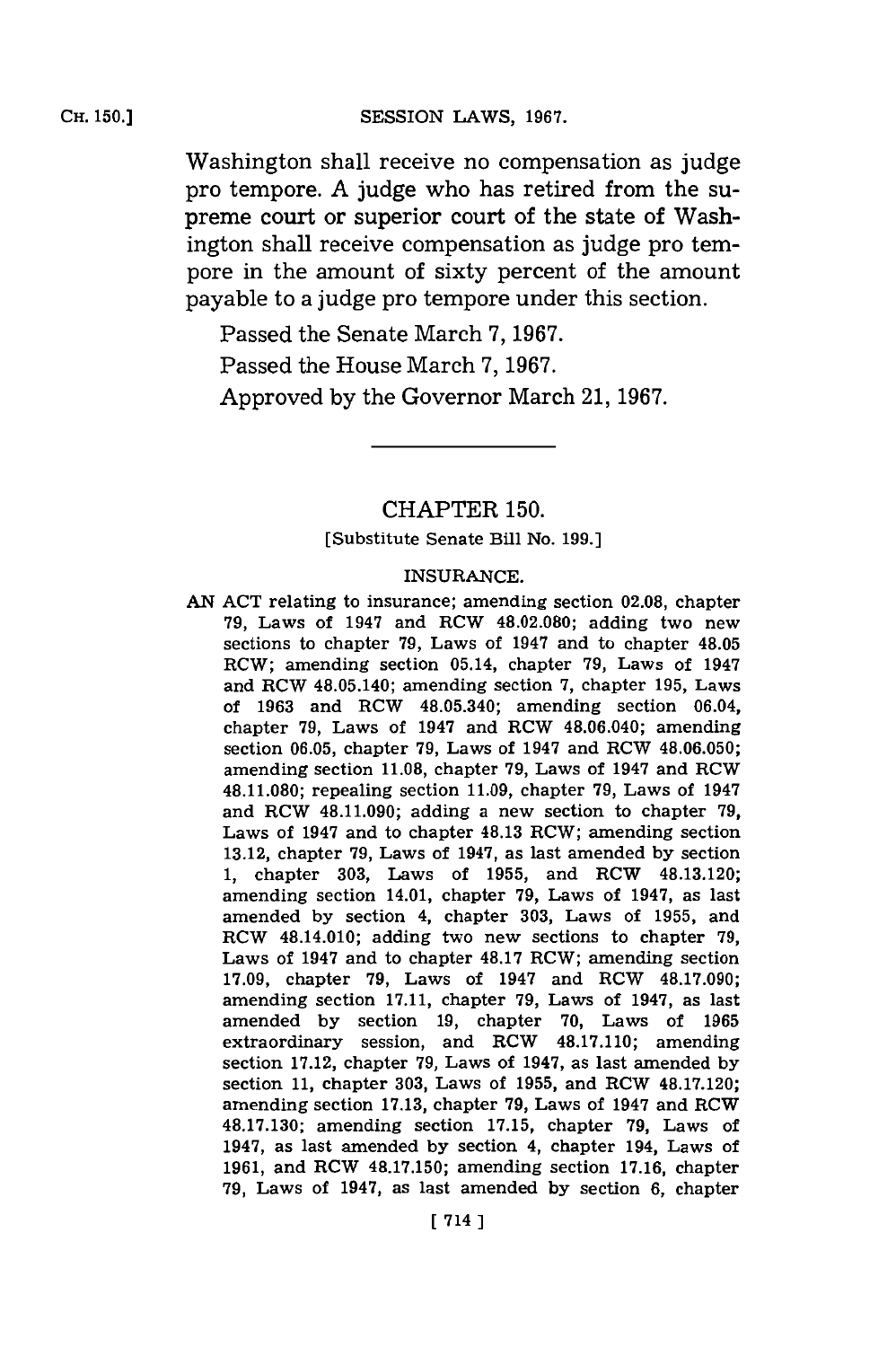Washington shall receive no compensation as judge pro tempore. A judge who has retired from the supreme court or superior court of the state of Washington shall receive compensation as judge pro tempore in the amount of sixty percent of the amount payable to a judge pro tempore under this section.

Passed the Senate March 7, 1967.

Passed the House March 7, 1967.

Approved by the Governor March 21, 1967.

---

## CHAPTER 150.

[Substitute Senate Bill No. 199.]

### INSURANCE.

AN ACT relating to insurance; amending section 02.08, chapter 79, Laws of 1947 and RCW 48.02.080; adding two new sections to chapter 79, Laws of 1947 and to chapter 48.05 RCW; amending section 05.14, chapter 79, Laws of 1947 and RCW 48.05.140; amending section 7, chapter 195, Laws of 1963 and RCW 48.05.340; amending section 06.04, chapter 79, Laws of 1947 and RCW 48.06.040; amending section 06.05, chapter 79, Laws of 1947 and RCW 48.06.050; amending section 11.08, chapter 79, Laws of 1947 and RCW 48.11.080; repealing section 11.09, chapter 79, Laws of 1947 and RCW 48.11.090; adding a new section to chapter 79, Laws of 1947 and to chapter 48.13 RCW; amending section 13.12, chapter 79, Laws of 1947, as last amended by section 1, chapter 303, Laws of 1955, and RCW 48.13.120; amending section 14.01, chapter 79, Laws of 1947, as last amended by section 4, chapter 303, Laws of 1955, and RCW 48.14.010; adding two new sections to chapter 79, Laws of 1947 and to chapter 48.17 RCW; amending section 17.09, chapter 79, Laws of 1947 and RCW 48.17.090; amending section 17.11, chapter 79, Laws of 1947, as last amended by section 19, chapter 70, Laws of 1965 extraordinary session, and RCW 48.17.110; amending section 17.12, chapter 79, Laws of 1947, as last amended by section 11, chapter 303, Laws of 1955, and RCW 48.17.120; amending section 17.13, chapter 79, Laws of 1947 and RCW 48.17.130; amending section 17.15, chapter 79, Laws of 1947, as last amended by section 4, chapter 194, Laws of 1961, and RCW 48.17.150; amending section 17.16, chapter 79, Laws of 1947, as last amended by section 6, chapter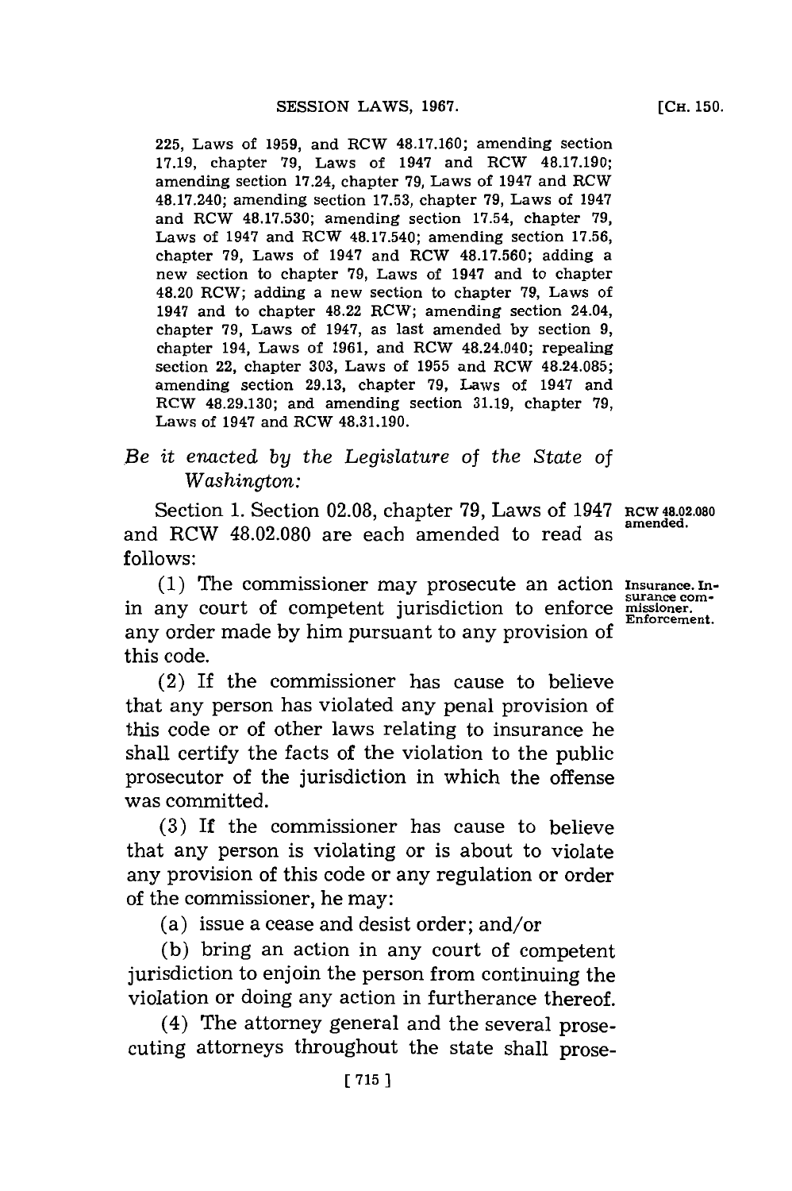225, Laws of 1959, and RCW 48.17.160; amending section 17.19, chapter 79, Laws of 1947 and RCW 48.17.190; amending section 17.24, chapter 79, Laws of 1947 and RCW 48.17.240; amending section 17.53, chapter 79, Laws of 1947 and RCW 48.17.530; amending section 17.54, chapter 79, Laws of 1947 and RCW 48.17.540; amending section 17.56, chapter 79, Laws of 1947 and RCW 48.17.560; adding a new section to chapter 79, Laws of 1947 and to chapter 48.20 RCW; adding a new section to chapter 79, Laws of 1947 and to chapter 48.22 RCW; amending section 24.04, chapter 79, Laws of 1947, as last amended by section 9, chapter 194, Laws of 1961, and RCW 48.24.040; repealing section 22, chapter 303, Laws of 1955 and RCW 48.24.085; amending section 29.13, chapter 79, Laws of 1947 and RCW 48.29.130; and amending section 31.19, chapter 79, Laws of 1947 and RCW 48.31.190.

*Be it enacted by the Legislature of the State of Washington:*

Section 1. Section 02.08, chapter 79, Laws of 1947 and RCW 48.02.080 are each amended to read as follows:

**RCW 48.02.080 amended.**

**Insurance. Insurance commissioner. Enforcement.**

(1) The commissioner may prosecute an action in any court of competent jurisdiction to enforce any order made by him pursuant to any provision of this code.

(2) If the commissioner has cause to believe that any person has violated any penal provision of this code or of other laws relating to insurance he shall certify the facts of the violation to the public prosecutor of the jurisdiction in which the offense was committed.

(3) If the commissioner has cause to believe that any person is violating or is about to violate any provision of this code or any regulation or order of the commissioner, he may:

(a) issue a cease and desist order; and/or

(b) bring an action in any court of competent jurisdiction to enjoin the person from continuing the violation or doing any action in furtherance thereof.

(4) The attorney general and the several prosecuting attorneys throughout the state shall prose-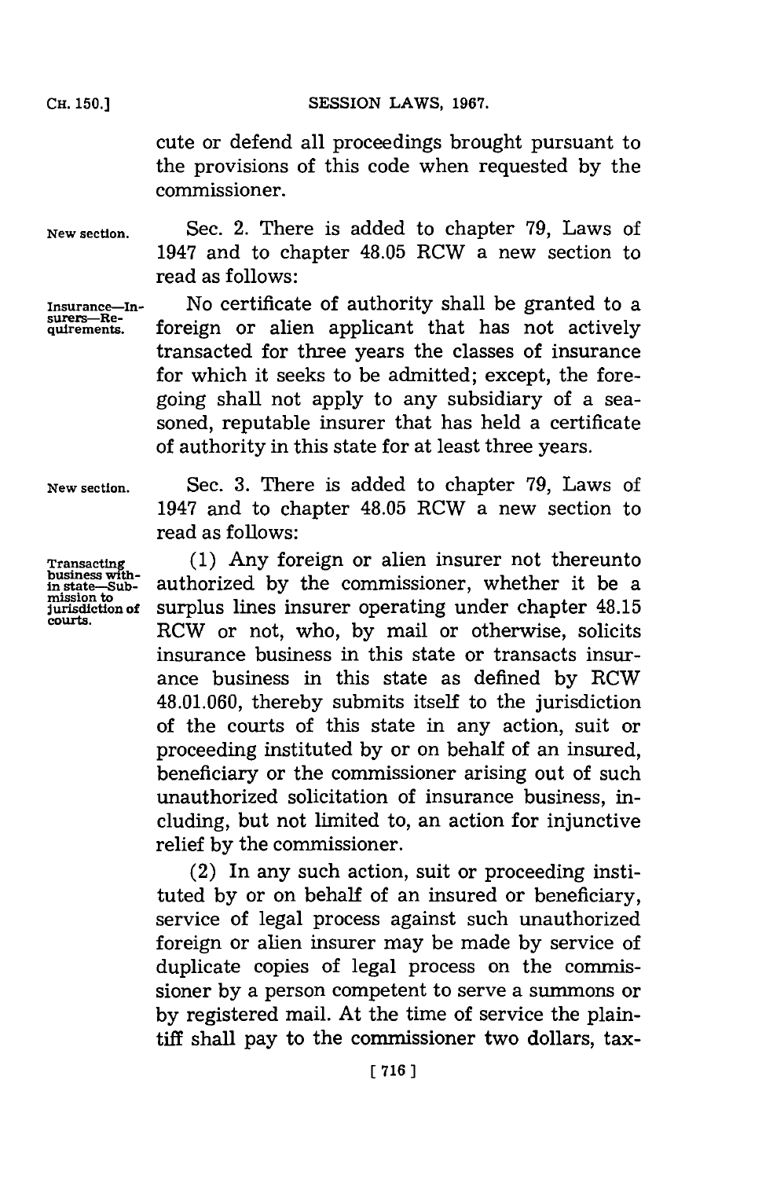cute or defend all proceedings brought pursuant to the provisions of this code when requested by the commissioner.

New section.

Sec. 2. There is added to chapter 79, Laws of 1947 and to chapter 48.05 RCW a new section to read as follows:

Insurance—Insurers—Requirements.

No certificate of authority shall be granted to a foreign or alien applicant that has not actively transacted for three years the classes of insurance for which it seeks to be admitted; except, the foregoing shall not apply to any subsidiary of a seasoned, reputable insurer that has held a certificate of authority in this state for at least three years.

New section.

Sec. 3. There is added to chapter 79, Laws of 1947 and to chapter 48.05 RCW a new section to read as follows:

Transacting business within state—Submission to jurisdiction of courts.

(1) Any foreign or alien insurer not thereunto authorized by the commissioner, whether it be a surplus lines insurer operating under chapter 48.15 RCW or not, who, by mail or otherwise, solicits insurance business in this state or transacts insurance business in this state as defined by RCW 48.01.060, thereby submits itself to the jurisdiction of the courts of this state in any action, suit or proceeding instituted by or on behalf of an insured, beneficiary or the commissioner arising out of such unauthorized solicitation of insurance business, including, but not limited to, an action for injunctive relief by the commissioner.

(2) In any such action, suit or proceeding instituted by or on behalf of an insured or beneficiary, service of legal process against such unauthorized foreign or alien insurer may be made by service of duplicate copies of legal process on the commissioner by a person competent to serve a summons or by registered mail. At the time of service the plaintiff shall pay to the commissioner two dollars, tax-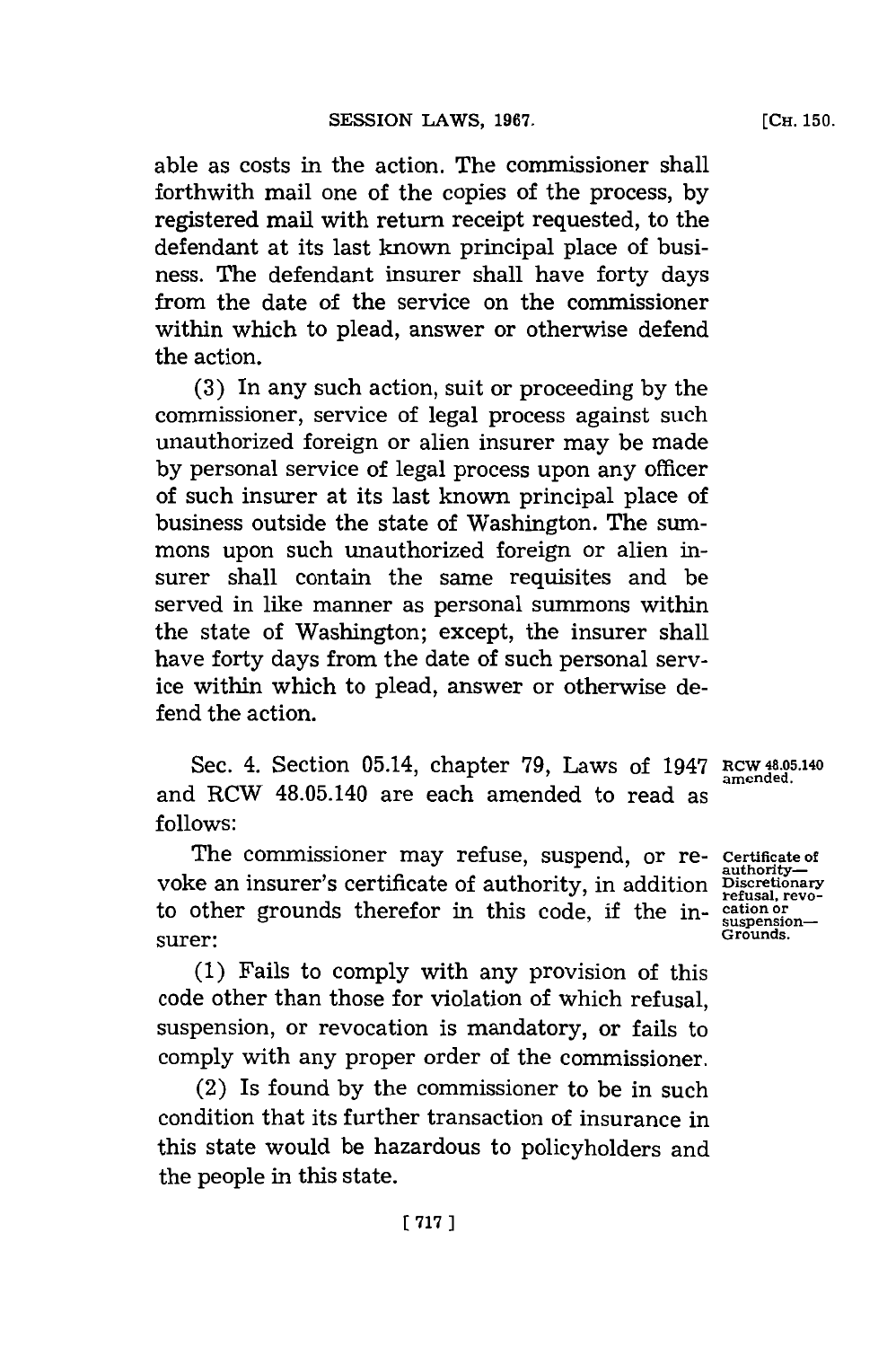able as costs in the action. The commissioner shall forthwith mail one of the copies of the process, by registered mail with return receipt requested, to the defendant at its last known principal place of business. The defendant insurer shall have forty days from the date of the service on the commissioner within which to plead, answer or otherwise defend the action.

(3) In any such action, suit or proceeding by the commissioner, service of legal process against such unauthorized foreign or alien insurer may be made by personal service of legal process upon any officer of such insurer at its last known principal place of business outside the state of Washington. The summons upon such unauthorized foreign or alien insurer shall contain the same requisites and be served in like manner as personal summons within the state of Washington; except, the insurer shall have forty days from the date of such personal service within which to plead, answer or otherwise defend the action.

Sec. 4. Section 05.14, chapter 79, Laws of 1947 and RCW 48.05.140 are each amended to read as follows:

**RCW 48.05.140 amended.**

The commissioner may refuse, suspend, or revoke an insurer's certificate of authority, in addition to other grounds therefor in this code, if the insurer:

**Certificate of authority—Discretionary refusal, revocation or suspension—Grounds.**

(1) Fails to comply with any provision of this code other than those for violation of which refusal, suspension, or revocation is mandatory, or fails to comply with any proper order of the commissioner.

(2) Is found by the commissioner to be in such condition that its further transaction of insurance in this state would be hazardous to policyholders and the people in this state.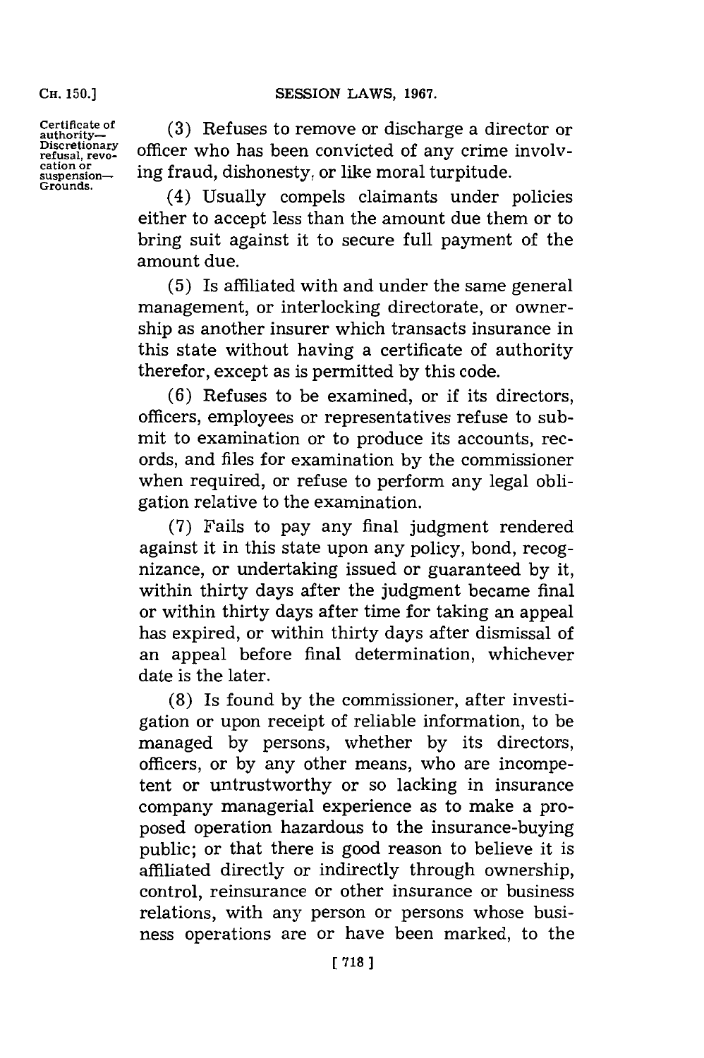Certificate of authority—Discretionary refusal, revocation or suspension—Grounds.

(3) Refuses to remove or discharge a director or officer who has been convicted of any crime involving fraud, dishonesty, or like moral turpitude.

(4) Usually compels claimants under policies either to accept less than the amount due them or to bring suit against it to secure full payment of the amount due.

(5) Is affiliated with and under the same general management, or interlocking directorate, or ownership as another insurer which transacts insurance in this state without having a certificate of authority therefor, except as is permitted by this code.

(6) Refuses to be examined, or if its directors, officers, employees or representatives refuse to submit to examination or to produce its accounts, records, and files for examination by the commissioner when required, or refuse to perform any legal obligation relative to the examination.

(7) Fails to pay any final judgment rendered against it in this state upon any policy, bond, recognizance, or undertaking issued or guaranteed by it, within thirty days after the judgment became final or within thirty days after time for taking an appeal has expired, or within thirty days after dismissal of an appeal before final determination, whichever date is the later.

(8) Is found by the commissioner, after investigation or upon receipt of reliable information, to be managed by persons, whether by its directors, officers, or by any other means, who are incompetent or untrustworthy or so lacking in insurance company managerial experience as to make a proposed operation hazardous to the insurance-buying public; or that there is good reason to believe it is affiliated directly or indirectly through ownership, control, reinsurance or other insurance or business relations, with any person or persons whose business operations are or have been marked, to the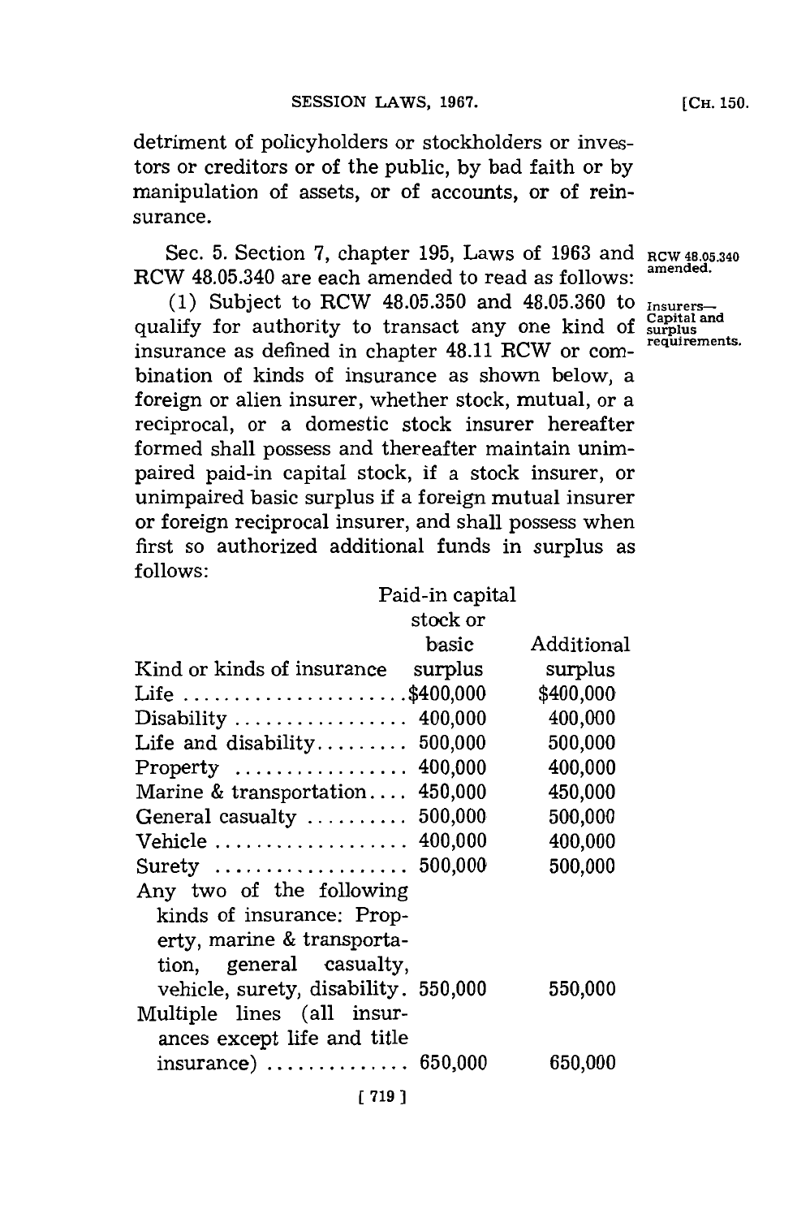detriment of policyholders or stockholders or investors or creditors or of the public, by bad faith or by manipulation of assets, or of accounts, or of reinsurance.

RCW 48.05.340 amended.

Sec. 5. Section 7, chapter 195, Laws of 1963 and RCW 48.05.340 are each amended to read as follows:

Insurers—Capital and surplus requirements.

(1) Subject to RCW 48.05.350 and 48.05.360 to qualify for authority to transact any one kind of insurance as defined in chapter 48.11 RCW or combination of kinds of insurance as shown below, a foreign or alien insurer, whether stock, mutual, or a reciprocal, or a domestic stock insurer hereafter formed shall possess and thereafter maintain unimpaired paid-in capital stock, if a stock insurer, or unimpaired basic surplus if a foreign mutual insurer or foreign reciprocal insurer, and shall possess when first so authorized additional funds in surplus as follows:

| Kind or kinds of insurance | Paid-in capital stock or basic surplus | Additional surplus |
|---|---|---|
| Life | $400,000 | $400,000 |
| Disability | 400,000 | 400,000 |
| Life and disability | 500,000 | 500,000 |
| Property | 400,000 | 400,000 |
| Marine & transportation | 450,000 | 450,000 |
| General casualty | 500,000 | 500,000 |
| Vehicle | 400,000 | 400,000 |
| Surety | 500,000 | 500,000 |
| Any two of the following kinds of insurance: Property, marine & transportation, general casualty, vehicle, surety, disability | 550,000 | 550,000 |
| Multiple lines (all insurances except life and title insurance) | 650,000 | 650,000 |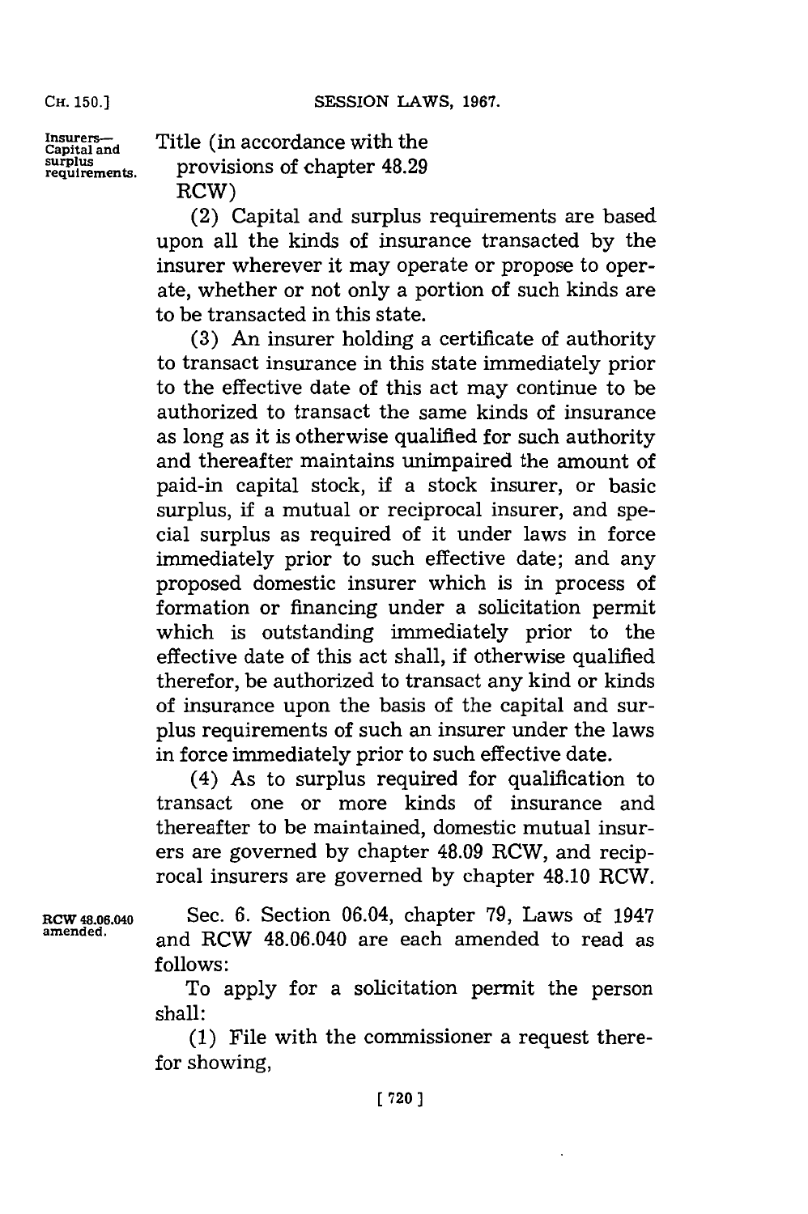Title (in accordance with the provisions of chapter 48.29 RCW)

(2) Capital and surplus requirements are based upon all the kinds of insurance transacted by the insurer wherever it may operate or propose to operate, whether or not only a portion of such kinds are to be transacted in this state.

(3) An insurer holding a certificate of authority to transact insurance in this state immediately prior to the effective date of this act may continue to be authorized to transact the same kinds of insurance as long as it is otherwise qualified for such authority and thereafter maintains unimpaired the amount of paid-in capital stock, if a stock insurer, or basic surplus, if a mutual or reciprocal insurer, and special surplus as required of it under laws in force immediately prior to such effective date; and any proposed domestic insurer which is in process of formation or financing under a solicitation permit which is outstanding immediately prior to the effective date of this act shall, if otherwise qualified therefor, be authorized to transact any kind or kinds of insurance upon the basis of the capital and surplus requirements of such an insurer under the laws in force immediately prior to such effective date.

(4) As to surplus required for qualification to transact one or more kinds of insurance and thereafter to be maintained, domestic mutual insurers are governed by chapter 48.09 RCW, and reciprocal insurers are governed by chapter 48.10 RCW.

Sec. 6. Section 06.04, chapter 79, Laws of 1947 and RCW 48.06.040 are each amended to read as follows:

To apply for a solicitation permit the person shall:

(1) File with the commissioner a request therefor showing,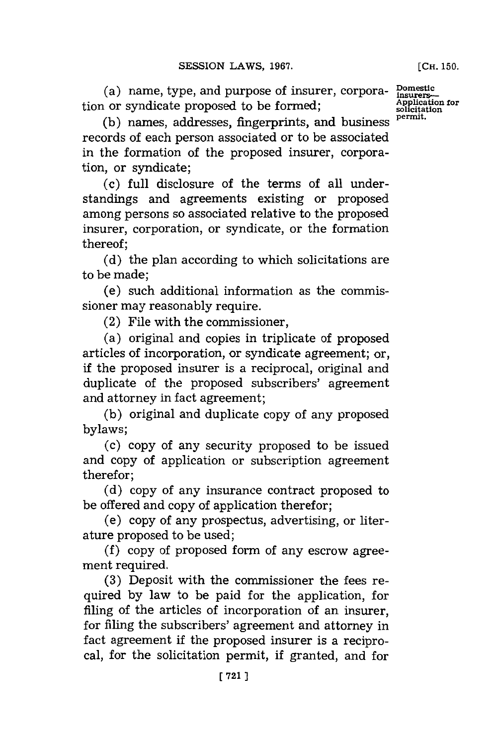Domestic insurers—Application for solicitation permit.

(a) name, type, and purpose of insurer, corporation or syndicate proposed to be formed;

(b) names, addresses, fingerprints, and business records of each person associated or to be associated in the formation of the proposed insurer, corporation, or syndicate;

(c) full disclosure of the terms of all understandings and agreements existing or proposed among persons so associated relative to the proposed insurer, corporation, or syndicate, or the formation thereof;

(d) the plan according to which solicitations are to be made;

(e) such additional information as the commissioner may reasonably require.

(2) File with the commissioner,

(a) original and copies in triplicate of proposed articles of incorporation, or syndicate agreement; or, if the proposed insurer is a reciprocal, original and duplicate of the proposed subscribers' agreement and attorney in fact agreement;

(b) original and duplicate copy of any proposed bylaws;

(c) copy of any security proposed to be issued and copy of application or subscription agreement therefor;

(d) copy of any insurance contract proposed to be offered and copy of application therefor;

(e) copy of any prospectus, advertising, or literature proposed to be used;

(f) copy of proposed form of any escrow agreement required.

(3) Deposit with the commissioner the fees required by law to be paid for the application, for filing of the articles of incorporation of an insurer, for filing the subscribers' agreement and attorney in fact agreement if the proposed insurer is a reciprocal, for the solicitation permit, if granted, and for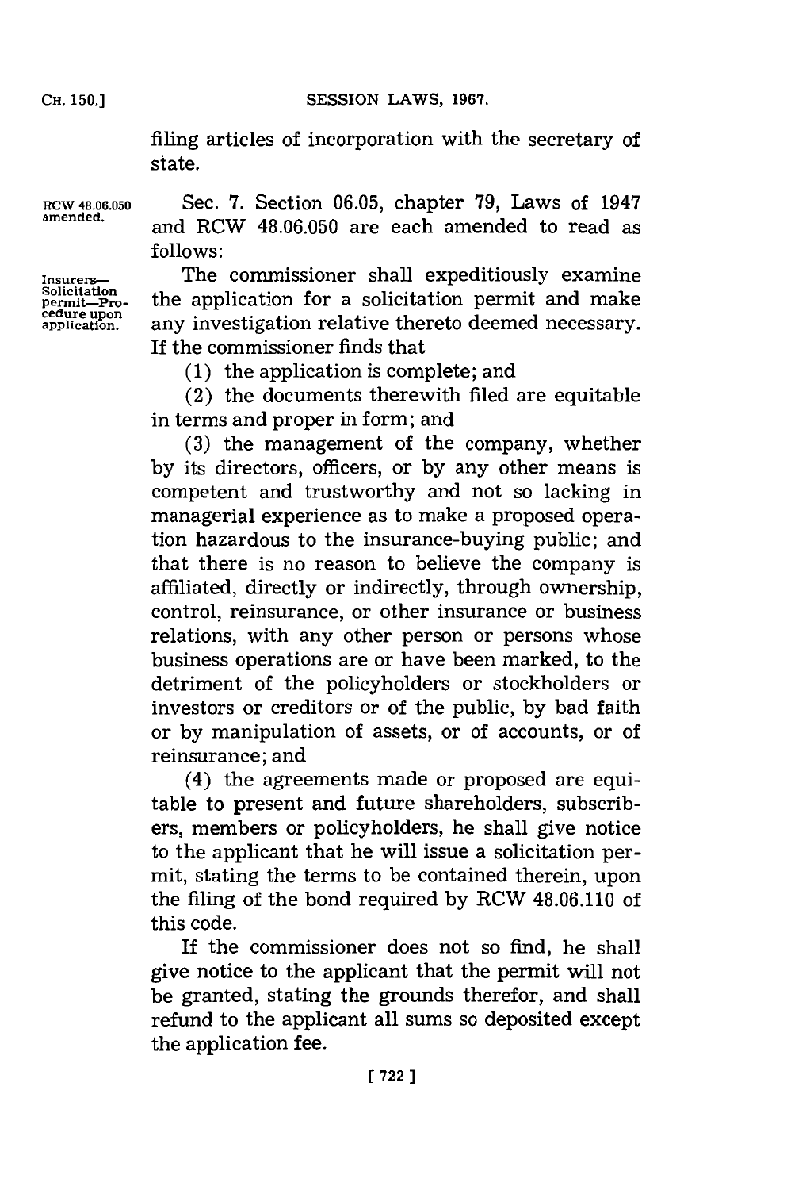filing articles of incorporation with the secretary of state.

RCW 48.06.050 amended.

Sec. 7. Section 06.05, chapter 79, Laws of 1947 and RCW 48.06.050 are each amended to read as follows:

Insurers—Solicitation permit—Procedure upon application.

The commissioner shall expeditiously examine the application for a solicitation permit and make any investigation relative thereto deemed necessary. If the commissioner finds that

(1) the application is complete; and

(2) the documents therewith filed are equitable in terms and proper in form; and

(3) the management of the company, whether by its directors, officers, or by any other means is competent and trustworthy and not so lacking in managerial experience as to make a proposed operation hazardous to the insurance-buying public; and that there is no reason to believe the company is affiliated, directly or indirectly, through ownership, control, reinsurance, or other insurance or business relations, with any other person or persons whose business operations are or have been marked, to the detriment of the policyholders or stockholders or investors or creditors or of the public, by bad faith or by manipulation of assets, or of accounts, or of reinsurance; and

(4) the agreements made or proposed are equitable to present and future shareholders, subscribers, members or policyholders, he shall give notice to the applicant that he will issue a solicitation permit, stating the terms to be contained therein, upon the filing of the bond required by RCW 48.06.110 of this code.

If the commissioner does not so find, he shall give notice to the applicant that the permit will not be granted, stating the grounds therefor, and shall refund to the applicant all sums so deposited except the application fee.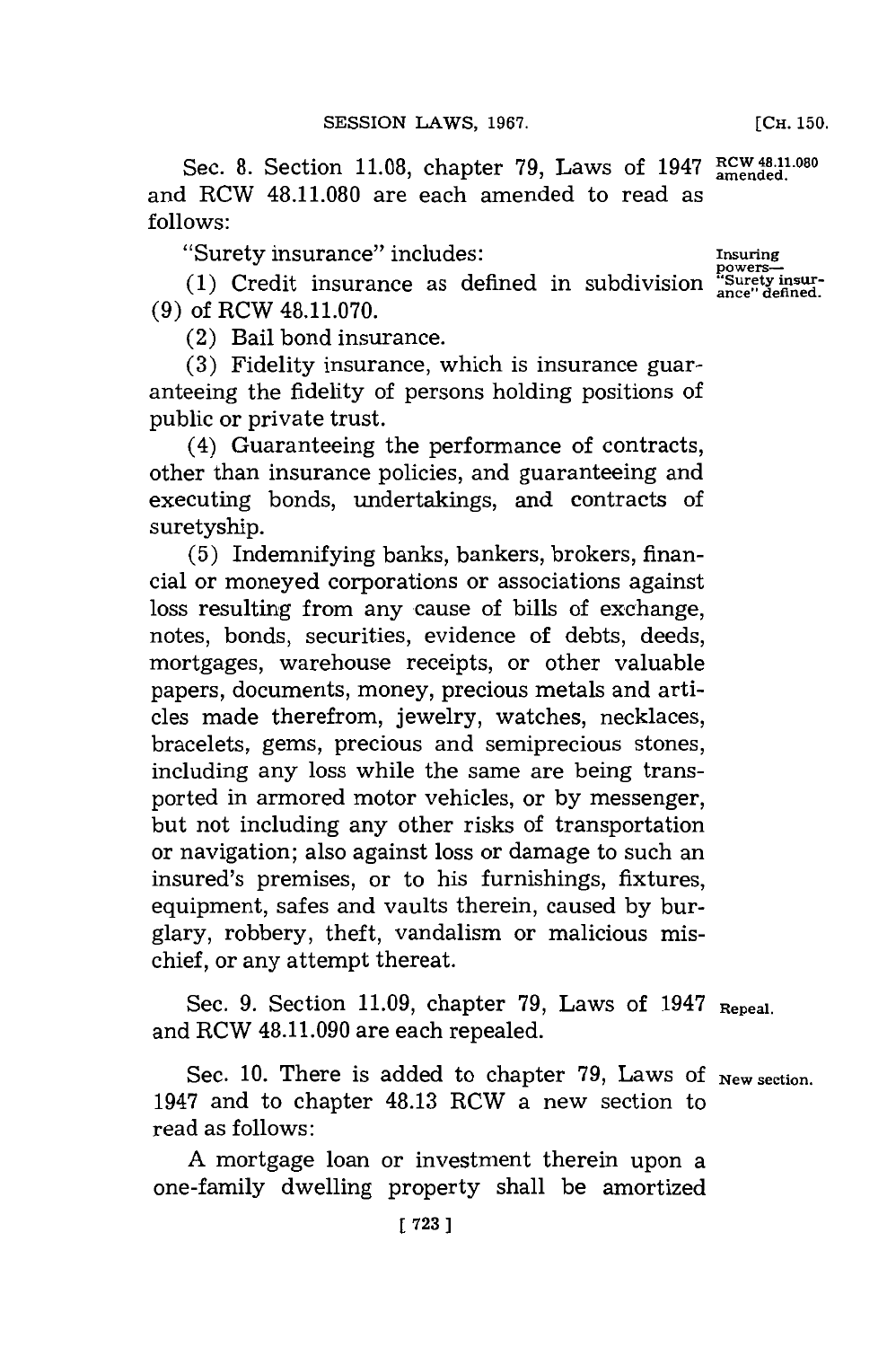Sec. 8. Section 11.08, chapter 79, Laws of 1947 and RCW 48.11.080 are each amended to read as follows:

RCW 48.11.080 amended.

"Surety insurance" includes:

Insuring powers—"Surety insurance" defined.

(1) Credit insurance as defined in subdivision (9) of RCW 48.11.070.

(2) Bail bond insurance.

(3) Fidelity insurance, which is insurance guaranteeing the fidelity of persons holding positions of public or private trust.

(4) Guaranteeing the performance of contracts, other than insurance policies, and guaranteeing and executing bonds, undertakings, and contracts of suretyship.

(5) Indemnifying banks, bankers, brokers, financial or moneyed corporations or associations against loss resulting from any cause of bills of exchange, notes, bonds, securities, evidence of debts, deeds, mortgages, warehouse receipts, or other valuable papers, documents, money, precious metals and articles made therefrom, jewelry, watches, necklaces, bracelets, gems, precious and semiprecious stones, including any loss while the same are being transported in armored motor vehicles, or by messenger, but not including any other risks of transportation or navigation; also against loss or damage to such an insured's premises, or to his furnishings, fixtures, equipment, safes and vaults therein, caused by burglary, robbery, theft, vandalism or malicious mischief, or any attempt thereat.

Sec. 9. Section 11.09, chapter 79, Laws of 1947 and RCW 48.11.090 are each repealed.

Repeal.

Sec. 10. There is added to chapter 79, Laws of 1947 and to chapter 48.13 RCW a new section to read as follows:

New section.

A mortgage loan or investment therein upon a one-family dwelling property shall be amortized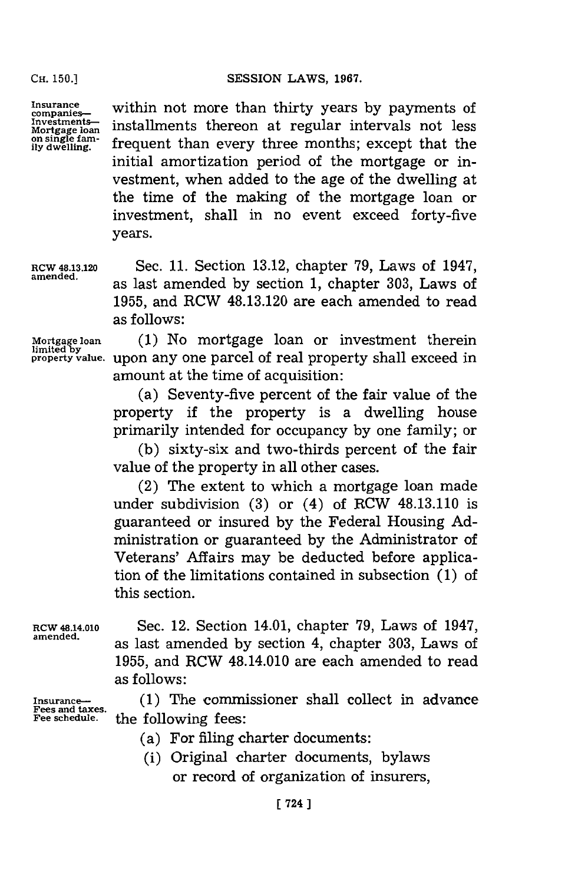Insurance companies— Investments— Mortgage loan on single family dwelling.

within not more than thirty years by payments of installments thereon at regular intervals not less frequent than every three months; except that the initial amortization period of the mortgage or investment, when added to the age of the dwelling at the time of the making of the mortgage loan or investment, shall in no event exceed forty-five years.

RCW 48.13.120 amended.

Sec. 11. Section 13.12, chapter 79, Laws of 1947, as last amended by section 1, chapter 303, Laws of 1955, and RCW 48.13.120 are each amended to read as follows:

Mortgage loan limited by property value.

(1) No mortgage loan or investment therein upon any one parcel of real property shall exceed in amount at the time of acquisition:

(a) Seventy-five percent of the fair value of the property if the property is a dwelling house primarily intended for occupancy by one family; or

(b) sixty-six and two-thirds percent of the fair value of the property in all other cases.

(2) The extent to which a mortgage loan made under subdivision (3) or (4) of RCW 48.13.110 is guaranteed or insured by the Federal Housing Administration or guaranteed by the Administrator of Veterans' Affairs may be deducted before application of the limitations contained in subsection (1) of this section.

RCW 48.14.010 amended.

Sec. 12. Section 14.01, chapter 79, Laws of 1947, as last amended by section 4, chapter 303, Laws of 1955, and RCW 48.14.010 are each amended to read as follows:

Insurance— Fees and taxes. Fee schedule.

(1) The commissioner shall collect in advance the following fees:

(a) For filing charter documents:

(i) Original charter documents, bylaws or record of organization of insurers,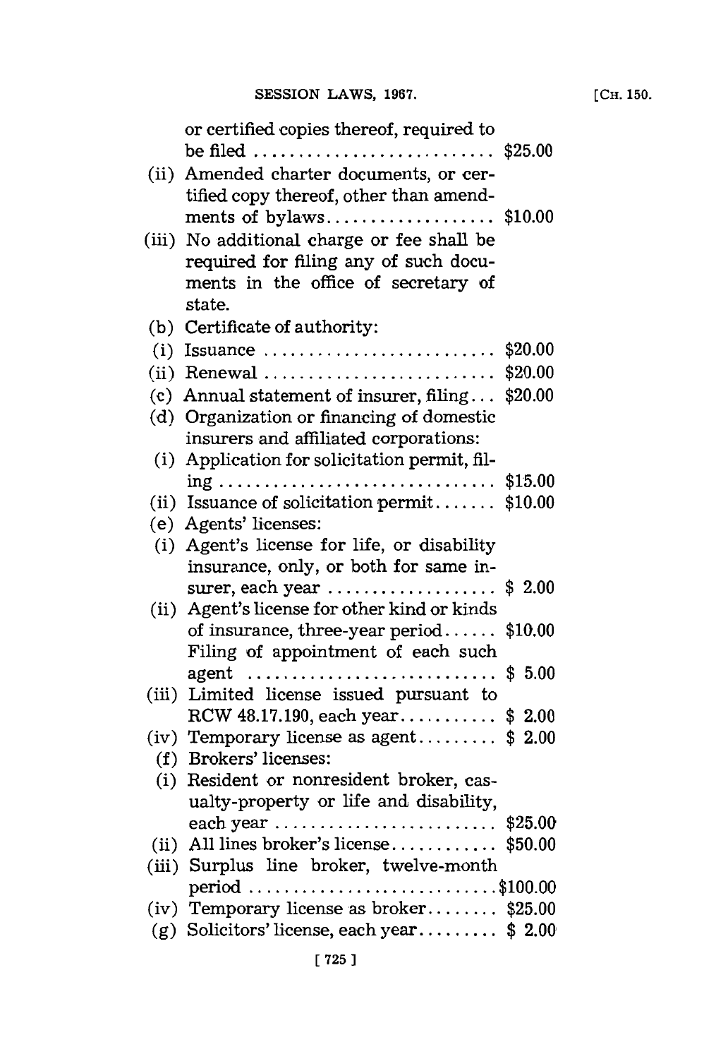or certified copies thereof, required to be filed .......................... $25.00

(ii) Amended charter documents, or certified copy thereof, other than amendments of bylaws.................. $10.00

(iii) No additional charge or fee shall be required for filing any of such documents in the office of secretary of state.

(b) Certificate of authority:

(i) Issuance .......................... $20.00

(ii) Renewal .......................... $20.00

(c) Annual statement of insurer, filing... $20.00

(d) Organization or financing of domestic insurers and affiliated corporations:

(i) Application for solicitation permit, filing .............................. $15.00

(ii) Issuance of solicitation permit....... $10.00

(e) Agents' licenses:

(i) Agent's license for life, or disability insurance, only, or both for same insurer, each year .................. $ 2.00

(ii) Agent's license for other kind or kinds of insurance, three-year period...... $10.00
Filing of appointment of each such agent ........................... $ 5.00

(iii) Limited license issued pursuant to RCW 48.17.190, each year........... $ 2.00

(iv) Temporary license as agent......... $ 2.00

(f) Brokers' licenses:

(i) Resident or nonresident broker, casualty-property or life and disability, each year ......................... $25.00

(ii) All lines broker's license............ $50.00

(iii) Surplus line broker, twelve-month period ............................$100.00

(iv) Temporary license as broker........ $25.00

(g) Solicitors' license, each year......... $ 2.00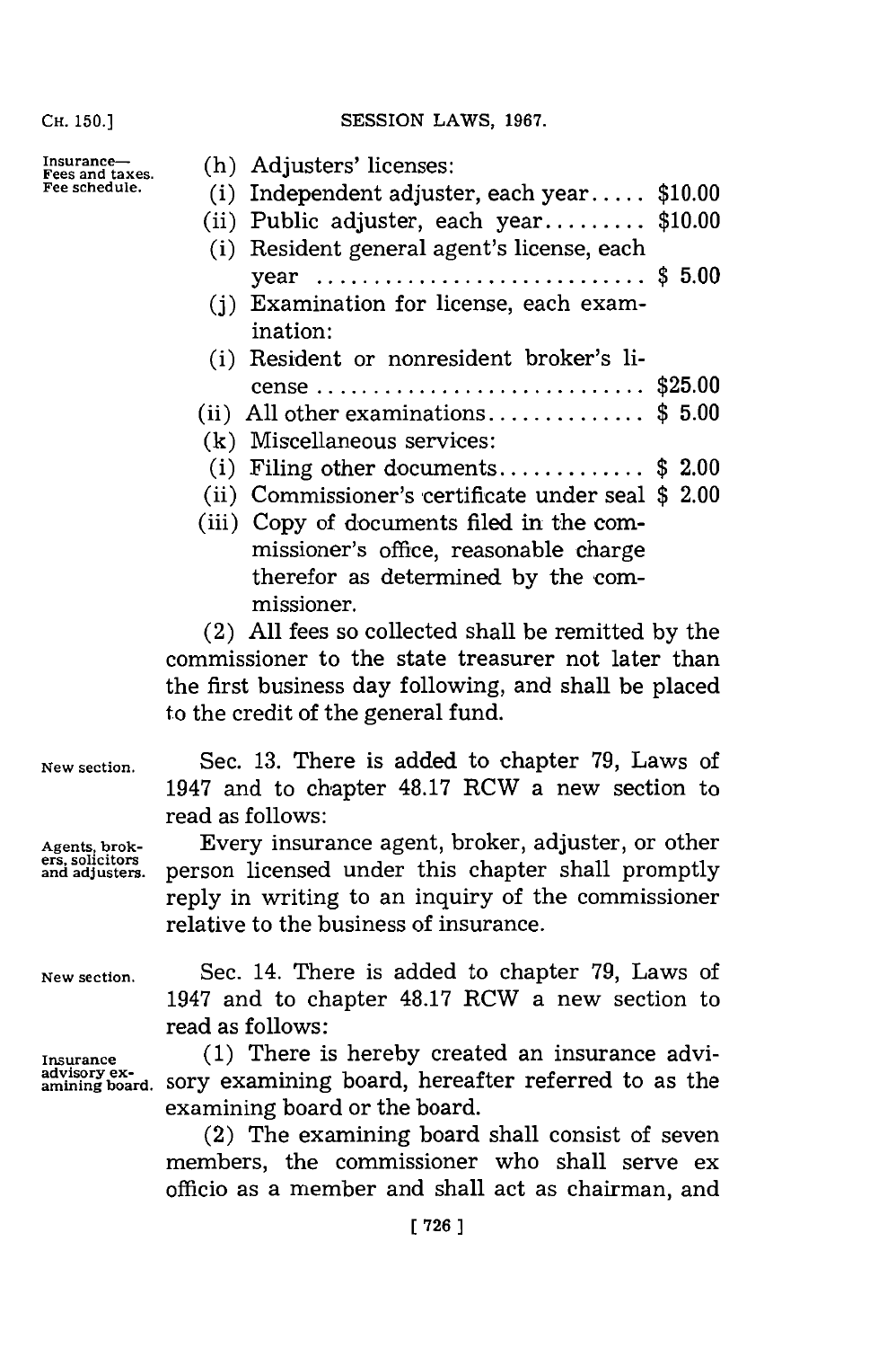(h) Adjusters' licenses:

(i) Independent adjuster, each year..... $10.00

(ii) Public adjuster, each year......... $10.00

(i) Resident general agent's license, each year ............................ $ 5.00

(j) Examination for license, each examination:

(i) Resident or nonresident broker's license ............................ $25.00

(ii) All other examinations.............. $ 5.00

(k) Miscellaneous services:

(i) Filing other documents............. $ 2.00

(ii) Commissioner's certificate under seal $ 2.00

(iii) Copy of documents filed in the commissioner's office, reasonable charge therefor as determined by the commissioner.

(2) All fees so collected shall be remitted by the commissioner to the state treasurer not later than the first business day following, and shall be placed to the credit of the general fund.

Sec. 13. There is added to chapter 79, Laws of 1947 and to chapter 48.17 RCW a new section to read as follows:

Every insurance agent, broker, adjuster, or other person licensed under this chapter shall promptly reply in writing to an inquiry of the commissioner relative to the business of insurance.

Sec. 14. There is added to chapter 79, Laws of 1947 and to chapter 48.17 RCW a new section to read as follows:

(1) There is hereby created an insurance advisory examining board, hereafter referred to as the examining board or the board.

(2) The examining board shall consist of seven members, the commissioner who shall serve ex officio as a member and shall act as chairman, and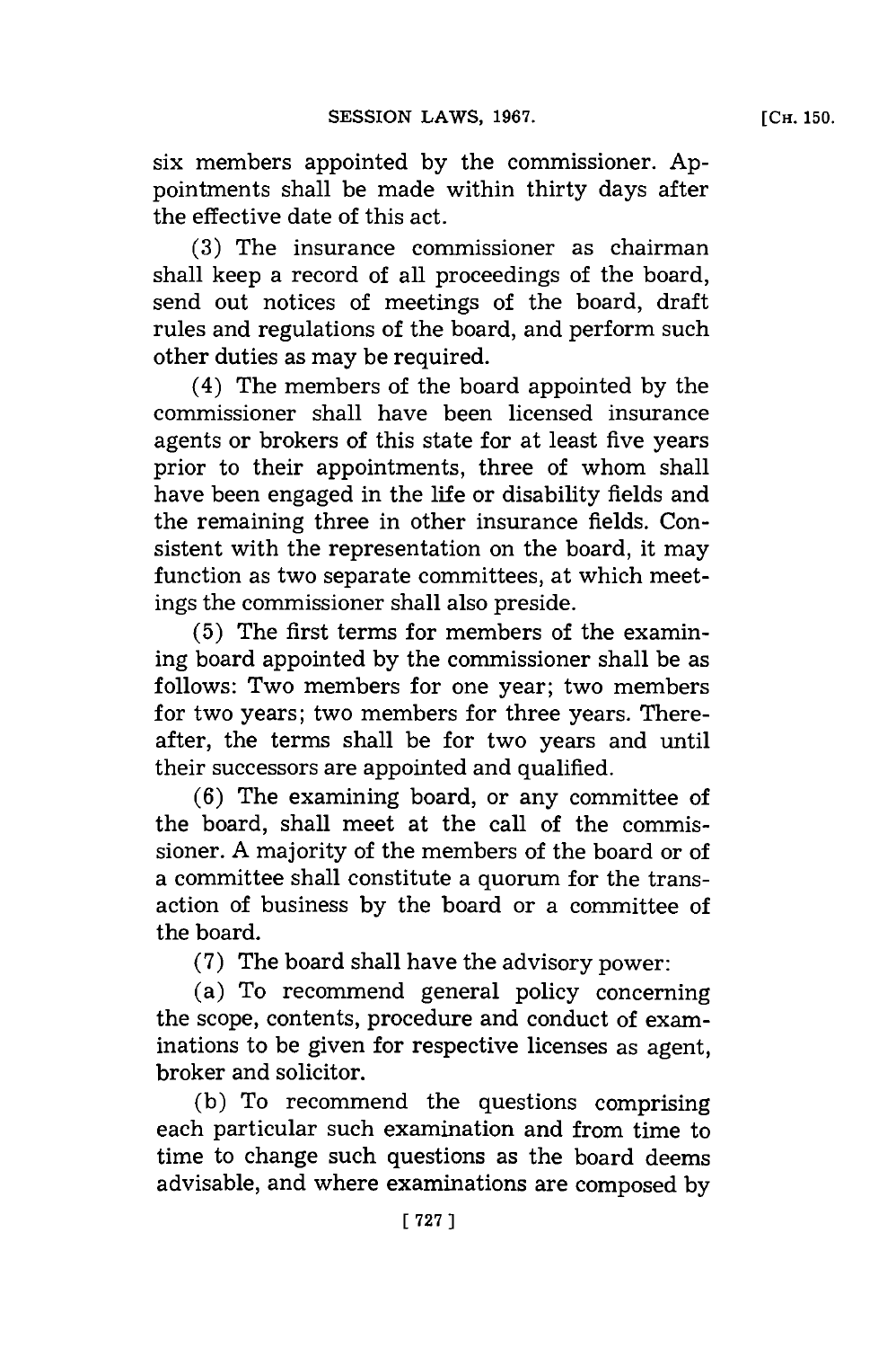six members appointed by the commissioner. Appointments shall be made within thirty days after the effective date of this act.

(3) The insurance commissioner as chairman shall keep a record of all proceedings of the board, send out notices of meetings of the board, draft rules and regulations of the board, and perform such other duties as may be required.

(4) The members of the board appointed by the commissioner shall have been licensed insurance agents or brokers of this state for at least five years prior to their appointments, three of whom shall have been engaged in the life or disability fields and the remaining three in other insurance fields. Consistent with the representation on the board, it may function as two separate committees, at which meetings the commissioner shall also preside.

(5) The first terms for members of the examining board appointed by the commissioner shall be as follows: Two members for one year; two members for two years; two members for three years. Thereafter, the terms shall be for two years and until their successors are appointed and qualified.

(6) The examining board, or any committee of the board, shall meet at the call of the commissioner. A majority of the members of the board or of a committee shall constitute a quorum for the transaction of business by the board or a committee of the board.

(7) The board shall have the advisory power:

(a) To recommend general policy concerning the scope, contents, procedure and conduct of examinations to be given for respective licenses as agent, broker and solicitor.

(b) To recommend the questions comprising each particular such examination and from time to time to change such questions as the board deems advisable, and where examinations are composed by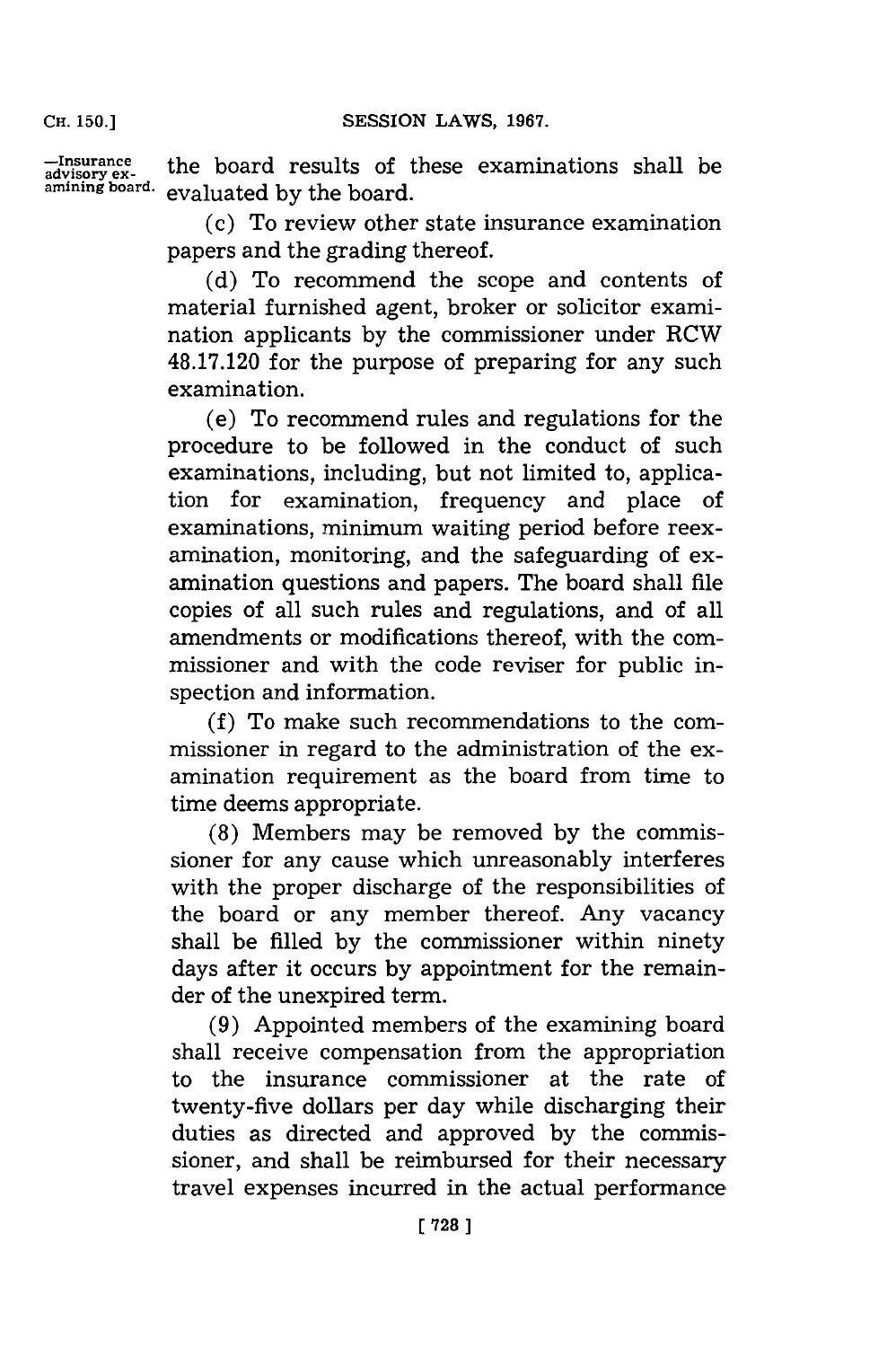the board results of these examinations shall be evaluated by the board.

(c) To review other state insurance examination papers and the grading thereof.

(d) To recommend the scope and contents of material furnished agent, broker or solicitor examination applicants by the commissioner under RCW 48.17.120 for the purpose of preparing for any such examination.

(e) To recommend rules and regulations for the procedure to be followed in the conduct of such examinations, including, but not limited to, application for examination, frequency and place of examinations, minimum waiting period before reexamination, monitoring, and the safeguarding of examination questions and papers. The board shall file copies of all such rules and regulations, and of all amendments or modifications thereof, with the commissioner and with the code reviser for public inspection and information.

(f) To make such recommendations to the commissioner in regard to the administration of the examination requirement as the board from time to time deems appropriate.

(8) Members may be removed by the commissioner for any cause which unreasonably interferes with the proper discharge of the responsibilities of the board or any member thereof. Any vacancy shall be filled by the commissioner within ninety days after it occurs by appointment for the remainder of the unexpired term.

(9) Appointed members of the examining board shall receive compensation from the appropriation to the insurance commissioner at the rate of twenty-five dollars per day while discharging their duties as directed and approved by the commissioner, and shall be reimbursed for their necessary travel expenses incurred in the actual performance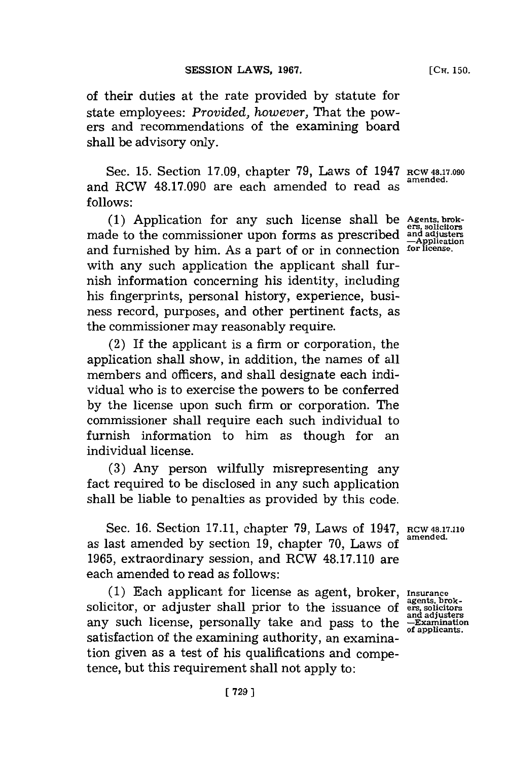of their duties at the rate provided by statute for state employees: *Provided, however,* That the powers and recommendations of the examining board shall be advisory only.

Sec. 15. Section 17.09, chapter 79, Laws of 1947 and RCW 48.17.090 are each amended to read as follows:

RCW 48.17.090 amended.

Agents, brokers, solicitors and adjusters —Application for license.

(1) Application for any such license shall be made to the commissioner upon forms as prescribed and furnished by him. As a part of or in connection with any such application the applicant shall furnish information concerning his identity, including his fingerprints, personal history, experience, business record, purposes, and other pertinent facts, as the commissioner may reasonably require.

(2) If the applicant is a firm or corporation, the application shall show, in addition, the names of all members and officers, and shall designate each individual who is to exercise the powers to be conferred by the license upon such firm or corporation. The commissioner shall require each such individual to furnish information to him as though for an individual license.

(3) Any person wilfully misrepresenting any fact required to be disclosed in any such application shall be liable to penalties as provided by this code.

Sec. 16. Section 17.11, chapter 79, Laws of 1947, as last amended by section 19, chapter 70, Laws of 1965, extraordinary session, and RCW 48.17.110 are each amended to read as follows:

RCW 48.17.110 amended.

Insurance agents, brokers, solicitors and adjusters —Examination of applicants.

(1) Each applicant for license as agent, broker, solicitor, or adjuster shall prior to the issuance of any such license, personally take and pass to the satisfaction of the examining authority, an examination given as a test of his qualifications and competence, but this requirement shall not apply to: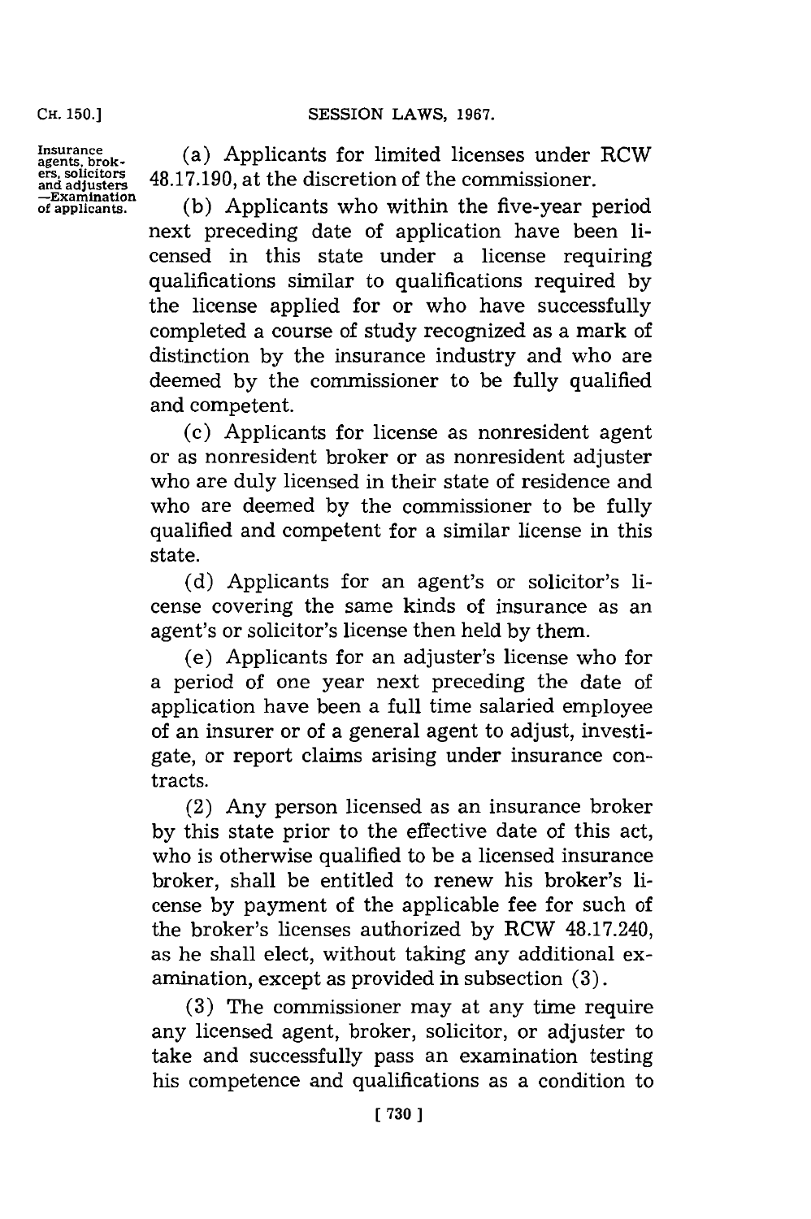Insurance agents, brokers, solicitors and adjusters —Examination of applicants.

(a) Applicants for limited licenses under RCW 48.17.190, at the discretion of the commissioner.

(b) Applicants who within the five-year period next preceding date of application have been licensed in this state under a license requiring qualifications similar to qualifications required by the license applied for or who have successfully completed a course of study recognized as a mark of distinction by the insurance industry and who are deemed by the commissioner to be fully qualified and competent.

(c) Applicants for license as nonresident agent or as nonresident broker or as nonresident adjuster who are duly licensed in their state of residence and who are deemed by the commissioner to be fully qualified and competent for a similar license in this state.

(d) Applicants for an agent's or solicitor's license covering the same kinds of insurance as an agent's or solicitor's license then held by them.

(e) Applicants for an adjuster's license who for a period of one year next preceding the date of application have been a full time salaried employee of an insurer or of a general agent to adjust, investigate, or report claims arising under insurance contracts.

(2) Any person licensed as an insurance broker by this state prior to the effective date of this act, who is otherwise qualified to be a licensed insurance broker, shall be entitled to renew his broker's license by payment of the applicable fee for such of the broker's licenses authorized by RCW 48.17.240, as he shall elect, without taking any additional examination, except as provided in subsection (3).

(3) The commissioner may at any time require any licensed agent, broker, solicitor, or adjuster to take and successfully pass an examination testing his competence and qualifications as a condition to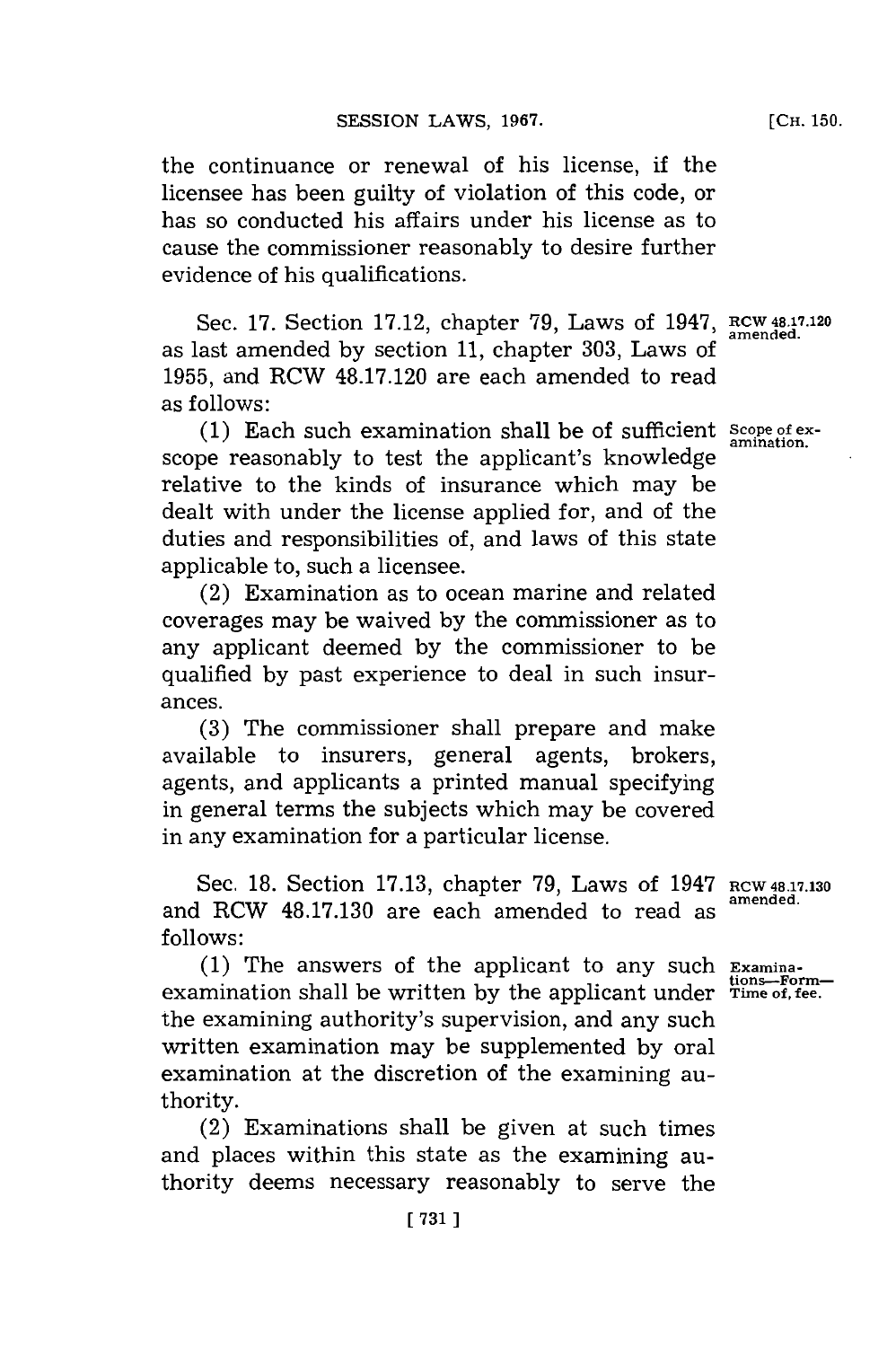the continuance or renewal of his license, if the licensee has been guilty of violation of this code, or has so conducted his affairs under his license as to cause the commissioner reasonably to desire further evidence of his qualifications.

Sec. 17. Section 17.12, chapter 79, Laws of 1947, as last amended by section 11, chapter 303, Laws of 1955, and RCW 48.17.120 are each amended to read as follows:

RCW 48.17.120 amended.

(1) Each such examination shall be of sufficient scope reasonably to test the applicant's knowledge relative to the kinds of insurance which may be dealt with under the license applied for, and of the duties and responsibilities of, and laws of this state applicable to, such a licensee.

Scope of examination.

(2) Examination as to ocean marine and related coverages may be waived by the commissioner as to any applicant deemed by the commissioner to be qualified by past experience to deal in such insurances.

(3) The commissioner shall prepare and make available to insurers, general agents, brokers, agents, and applicants a printed manual specifying in general terms the subjects which may be covered in any examination for a particular license.

Sec. 18. Section 17.13, chapter 79, Laws of 1947 and RCW 48.17.130 are each amended to read as follows:

RCW 48.17.130 amended.

(1) The answers of the applicant to any such examination shall be written by the applicant under the examining authority's supervision, and any such written examination may be supplemented by oral examination at the discretion of the examining authority.

Examinations—Form—Time of, fee.

(2) Examinations shall be given at such times and places within this state as the examining authority deems necessary reasonably to serve the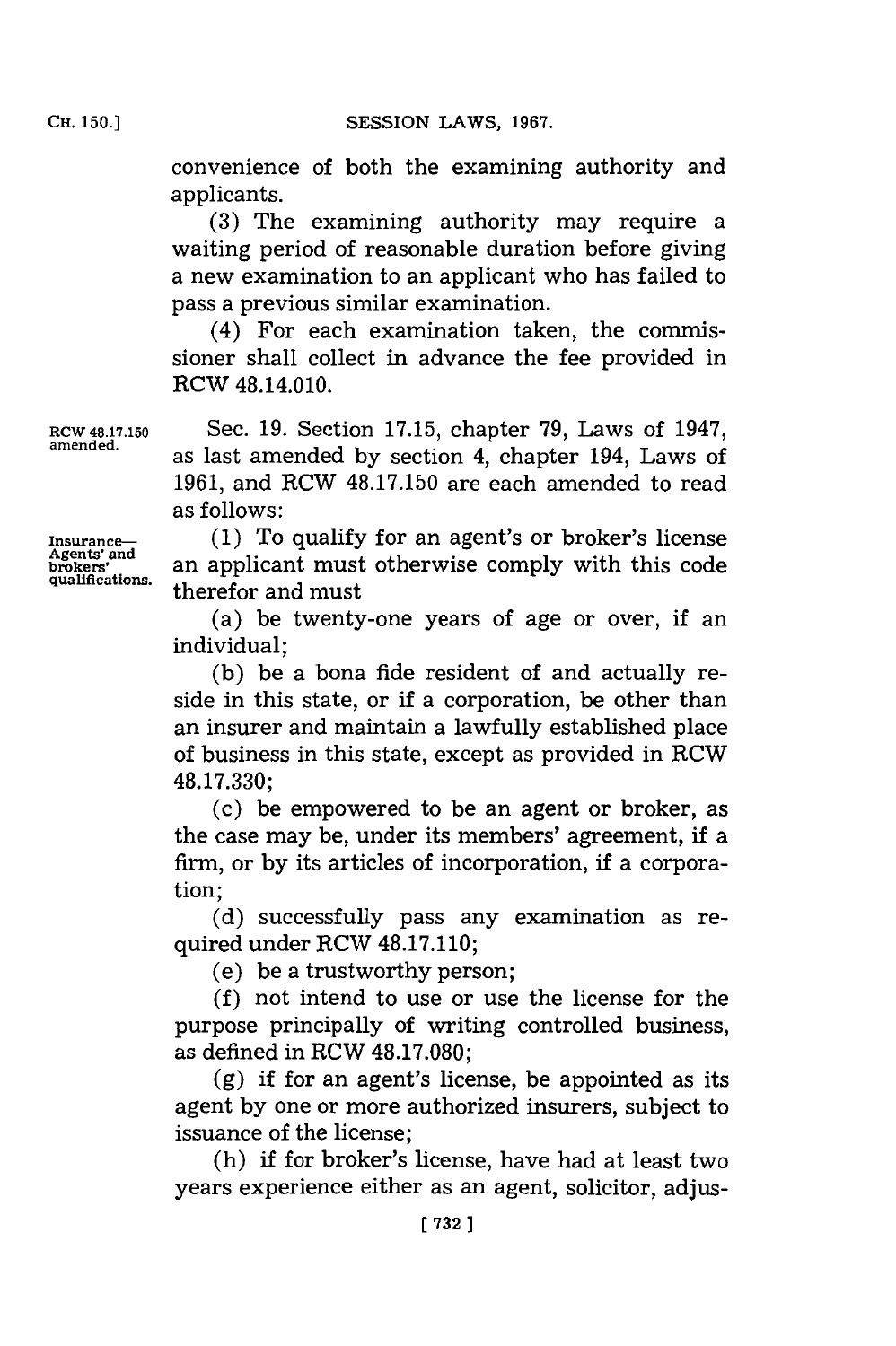convenience of both the examining authority and applicants.

(3) The examining authority may require a waiting period of reasonable duration before giving a new examination to an applicant who has failed to pass a previous similar examination.

(4) For each examination taken, the commissioner shall collect in advance the fee provided in RCW 48.14.010.

RCW 48.17.150 amended.

Sec. 19. Section 17.15, chapter 79, Laws of 1947, as last amended by section 4, chapter 194, Laws of 1961, and RCW 48.17.150 are each amended to read as follows:

Insurance—Agents' and brokers' qualifications.

(1) To qualify for an agent's or broker's license an applicant must otherwise comply with this code therefor and must

(a) be twenty-one years of age or over, if an individual;

(b) be a bona fide resident of and actually reside in this state, or if a corporation, be other than an insurer and maintain a lawfully established place of business in this state, except as provided in RCW 48.17.330;

(c) be empowered to be an agent or broker, as the case may be, under its members' agreement, if a firm, or by its articles of incorporation, if a corporation;

(d) successfully pass any examination as required under RCW 48.17.110;

(e) be a trustworthy person;

(f) not intend to use or use the license for the purpose principally of writing controlled business, as defined in RCW 48.17.080;

(g) if for an agent's license, be appointed as its agent by one or more authorized insurers, subject to issuance of the license;

(h) if for broker's license, have had at least two years experience either as an agent, solicitor, adjus-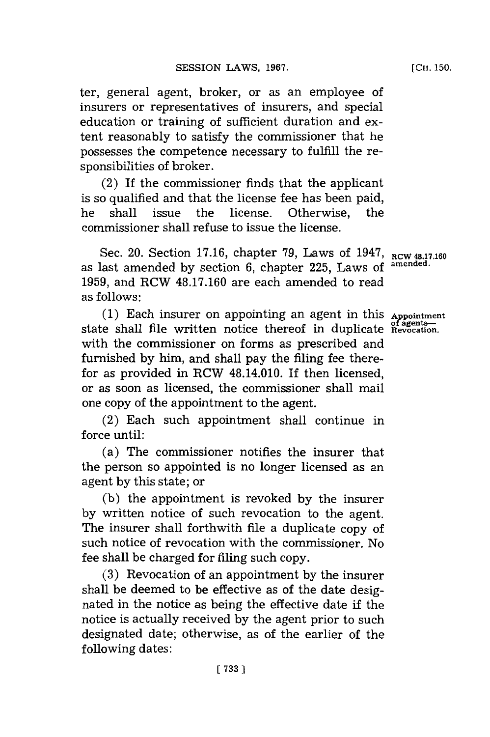ter, general agent, broker, or as an employee of insurers or representatives of insurers, and special education or training of sufficient duration and extent reasonably to satisfy the commissioner that he possesses the competence necessary to fulfill the responsibilities of broker.

(2) If the commissioner finds that the applicant is so qualified and that the license fee has been paid, he shall issue the license. Otherwise, the commissioner shall refuse to issue the license.

Sec. 20. Section 17.16, chapter 79, Laws of 1947, as last amended by section 6, chapter 225, Laws of 1959, and RCW 48.17.160 are each amended to read as follows:

RCW 48.17.160 amended.

(1) Each insurer on appointing an agent in this state shall file written notice thereof in duplicate with the commissioner on forms as prescribed and furnished by him, and shall pay the filing fee therefor as provided in RCW 48.14.010. If then licensed, or as soon as licensed, the commissioner shall mail one copy of the appointment to the agent.

Appointment of agents—Revocation.

(2) Each such appointment shall continue in force until:

(a) The commissioner notifies the insurer that the person so appointed is no longer licensed as an agent by this state; or

(b) the appointment is revoked by the insurer by written notice of such revocation to the agent. The insurer shall forthwith file a duplicate copy of such notice of revocation with the commissioner. No fee shall be charged for filing such copy.

(3) Revocation of an appointment by the insurer shall be deemed to be effective as of the date designated in the notice as being the effective date if the notice is actually received by the agent prior to such designated date; otherwise, as of the earlier of the following dates: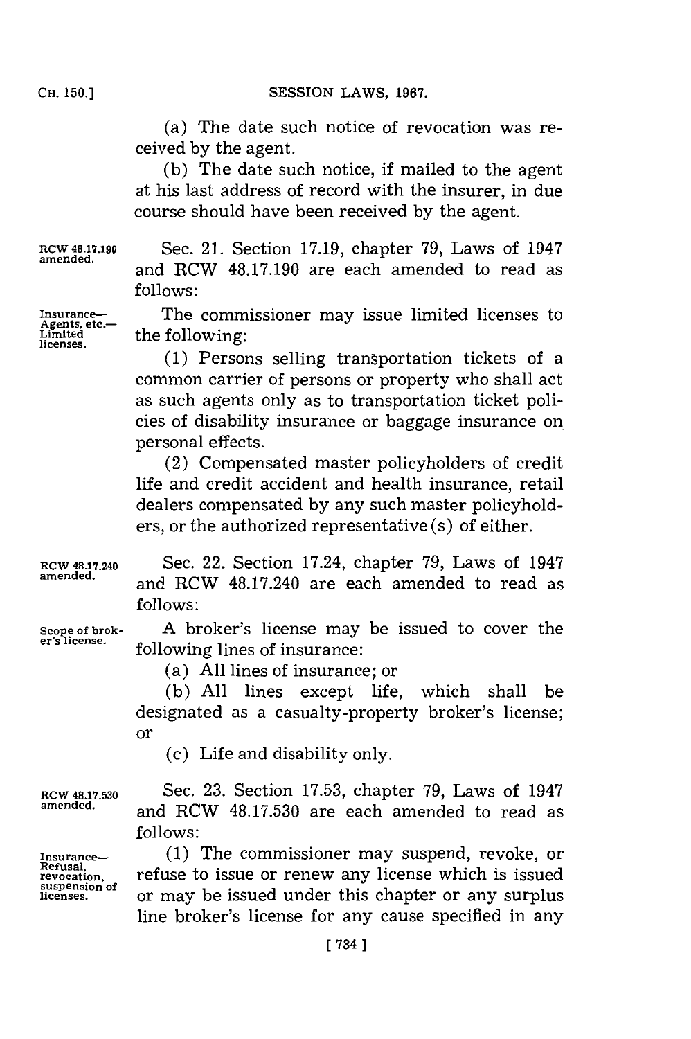(a) The date such notice of revocation was received by the agent.

(b) The date such notice, if mailed to the agent at his last address of record with the insurer, in due course should have been received by the agent.

RCW 48.17.190 amended.

Sec. 21. Section 17.19, chapter 79, Laws of 1947 and RCW 48.17.190 are each amended to read as follows:

Insurance—Agents, etc.—Limited licenses.

The commissioner may issue limited licenses to the following:

(1) Persons selling transportation tickets of a common carrier of persons or property who shall act as such agents only as to transportation ticket policies of disability insurance or baggage insurance on personal effects.

(2) Compensated master policyholders of credit life and credit accident and health insurance, retail dealers compensated by any such master policyholders, or the authorized representative(s) of either.

RCW 48.17.240 amended.

Sec. 22. Section 17.24, chapter 79, Laws of 1947 and RCW 48.17.240 are each amended to read as follows:

Scope of broker's license.

A broker's license may be issued to cover the following lines of insurance:

(a) All lines of insurance; or

(b) All lines except life, which shall be designated as a casualty-property broker's license; or

(c) Life and disability only.

RCW 48.17.530 amended.

Sec. 23. Section 17.53, chapter 79, Laws of 1947 and RCW 48.17.530 are each amended to read as follows:

Insurance—Refusal, revocation, suspension of licenses.

(1) The commissioner may suspend, revoke, or refuse to issue or renew any license which is issued or may be issued under this chapter or any surplus line broker's license for any cause specified in any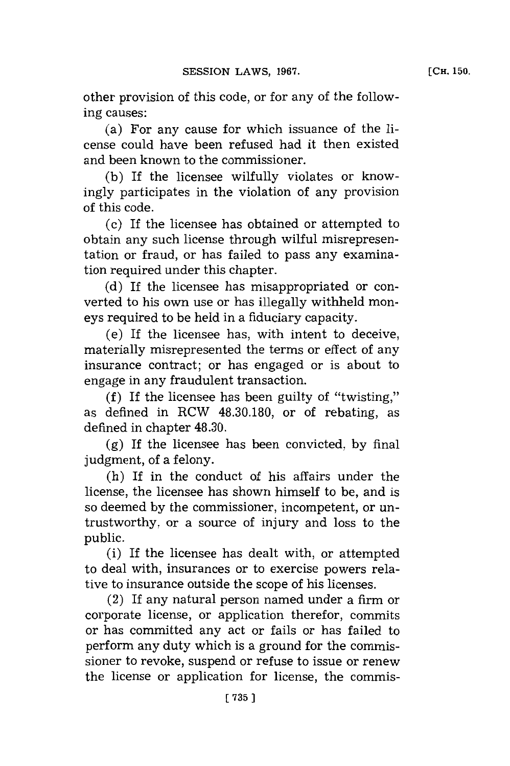other provision of this code, or for any of the following causes:

(a) For any cause for which issuance of the license could have been refused had it then existed and been known to the commissioner.

(b) If the licensee wilfully violates or knowingly participates in the violation of any provision of this code.

(c) If the licensee has obtained or attempted to obtain any such license through wilful misrepresentation or fraud, or has failed to pass any examination required under this chapter.

(d) If the licensee has misappropriated or converted to his own use or has illegally withheld moneys required to be held in a fiduciary capacity.

(e) If the licensee has, with intent to deceive, materially misrepresented the terms or effect of any insurance contract; or has engaged or is about to engage in any fraudulent transaction.

(f) If the licensee has been guilty of "twisting," as defined in RCW 48.30.180, or of rebating, as defined in chapter 48.30.

(g) If the licensee has been convicted, by final judgment, of a felony.

(h) If in the conduct of his affairs under the license, the licensee has shown himself to be, and is so deemed by the commissioner, incompetent, or untrustworthy, or a source of injury and loss to the public.

(i) If the licensee has dealt with, or attempted to deal with, insurances or to exercise powers relative to insurance outside the scope of his licenses.

(2) If any natural person named under a firm or corporate license, or application therefor, commits or has committed any act or fails or has failed to perform any duty which is a ground for the commissioner to revoke, suspend or refuse to issue or renew the license or application for license, the commis-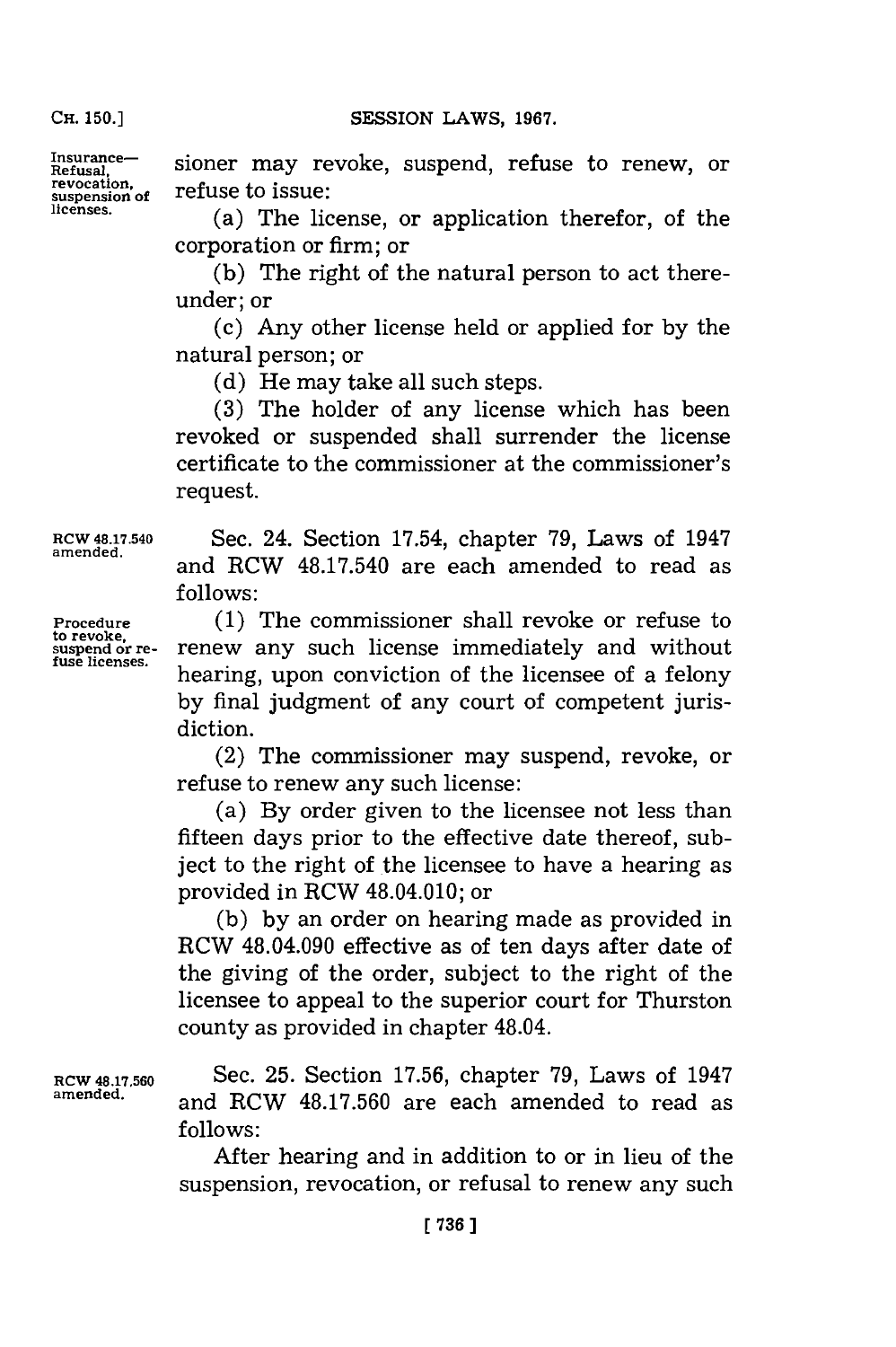Insurance—Refusal, revocation, suspension of licenses.

sioner may revoke, suspend, refuse to renew, or refuse to issue:

(a) The license, or application therefor, of the corporation or firm; or

(b) The right of the natural person to act thereunder; or

(c) Any other license held or applied for by the natural person; or

(d) He may take all such steps.

(3) The holder of any license which has been revoked or suspended shall surrender the license certificate to the commissioner at the commissioner's request.

RCW 48.17.540 amended.

Sec. 24. Section 17.54, chapter 79, Laws of 1947 and RCW 48.17.540 are each amended to read as follows:

Procedure to revoke, suspend or refuse licenses.

(1) The commissioner shall revoke or refuse to renew any such license immediately and without hearing, upon conviction of the licensee of a felony by final judgment of any court of competent jurisdiction.

(2) The commissioner may suspend, revoke, or refuse to renew any such license:

(a) By order given to the licensee not less than fifteen days prior to the effective date thereof, subject to the right of the licensee to have a hearing as provided in RCW 48.04.010; or

(b) by an order on hearing made as provided in RCW 48.04.090 effective as of ten days after date of the giving of the order, subject to the right of the licensee to appeal to the superior court for Thurston county as provided in chapter 48.04.

RCW 48.17.560 amended.

Sec. 25. Section 17.56, chapter 79, Laws of 1947 and RCW 48.17.560 are each amended to read as follows:

After hearing and in addition to or in lieu of the suspension, revocation, or refusal to renew any such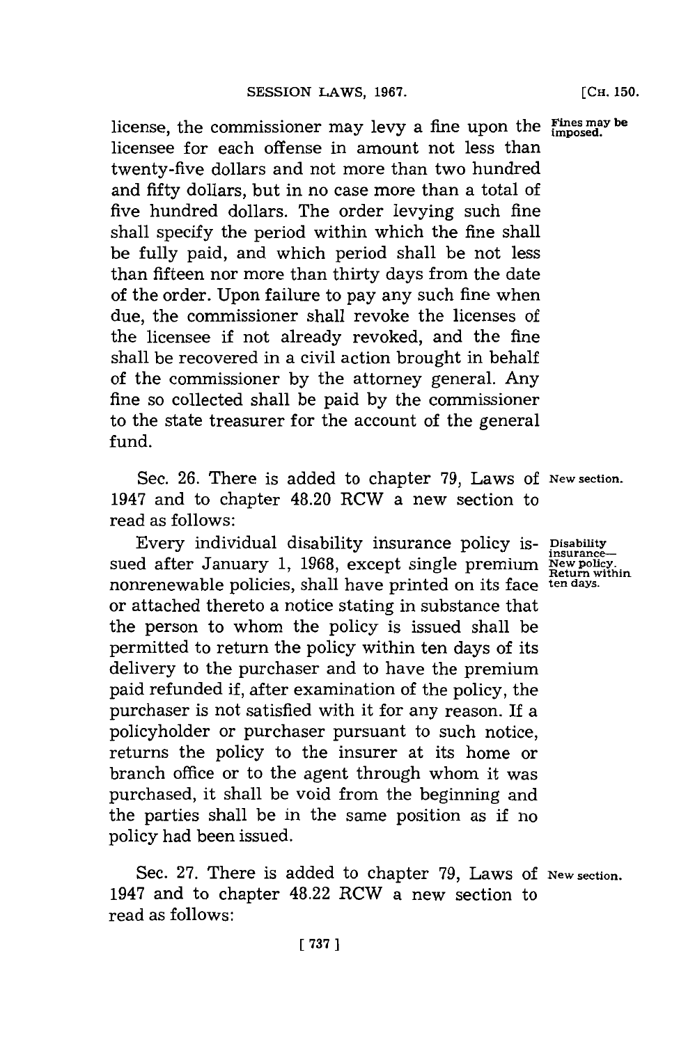license, the commissioner may levy a fine upon the licensee for each offense in amount not less than twenty-five dollars and not more than two hundred and fifty dollars, but in no case more than a total of five hundred dollars. The order levying such fine shall specify the period within which the fine shall be fully paid, and which period shall be not less than fifteen nor more than thirty days from the date of the order. Upon failure to pay any such fine when due, the commissioner shall revoke the licenses of the licensee if not already revoked, and the fine shall be recovered in a civil action brought in behalf of the commissioner by the attorney general. Any fine so collected shall be paid by the commissioner to the state treasurer for the account of the general fund.

Fines may be imposed.

Sec. 26. There is added to chapter 79, Laws of 1947 and to chapter 48.20 RCW a new section to read as follows:

New section.

Every individual disability insurance policy issued after January 1, 1968, except single premium nonrenewable policies, shall have printed on its face or attached thereto a notice stating in substance that the person to whom the policy is issued shall be permitted to return the policy within ten days of its delivery to the purchaser and to have the premium paid refunded if, after examination of the policy, the purchaser is not satisfied with it for any reason. If a policyholder or purchaser pursuant to such notice, returns the policy to the insurer at its home or branch office or to the agent through whom it was purchased, it shall be void from the beginning and the parties shall be in the same position as if no policy had been issued.

Disability insurance— New policy. Return within ten days.

Sec. 27. There is added to chapter 79, Laws of 1947 and to chapter 48.22 RCW a new section to read as follows:

New section.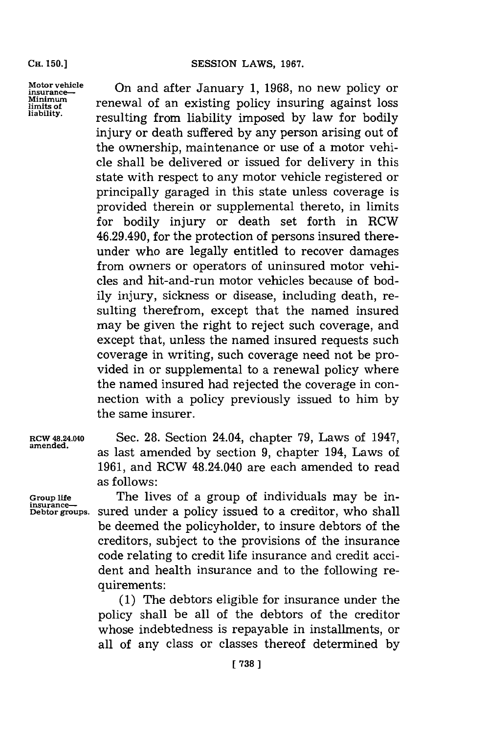Motor vehicle insurance—Minimum limits of liability.

On and after January 1, 1968, no new policy or renewal of an existing policy insuring against loss resulting from liability imposed by law for bodily injury or death suffered by any person arising out of the ownership, maintenance or use of a motor vehicle shall be delivered or issued for delivery in this state with respect to any motor vehicle registered or principally garaged in this state unless coverage is provided therein or supplemental thereto, in limits for bodily injury or death set forth in RCW 46.29.490, for the protection of persons insured thereunder who are legally entitled to recover damages from owners or operators of uninsured motor vehicles and hit-and-run motor vehicles because of bodily injury, sickness or disease, including death, resulting therefrom, except that the named insured may be given the right to reject such coverage, and except that, unless the named insured requests such coverage in writing, such coverage need not be provided in or supplemental to a renewal policy where the named insured had rejected the coverage in connection with a policy previously issued to him by the same insurer.

RCW 48.24.040 amended.

Sec. 28. Section 24.04, chapter 79, Laws of 1947, as last amended by section 9, chapter 194, Laws of 1961, and RCW 48.24.040 are each amended to read as follows:

Group life insurance—Debtor groups.

The lives of a group of individuals may be insured under a policy issued to a creditor, who shall be deemed the policyholder, to insure debtors of the creditors, subject to the provisions of the insurance code relating to credit life insurance and credit accident and health insurance and to the following requirements:

(1) The debtors eligible for insurance under the policy shall be all of the debtors of the creditor whose indebtedness is repayable in installments, or all of any class or classes thereof determined by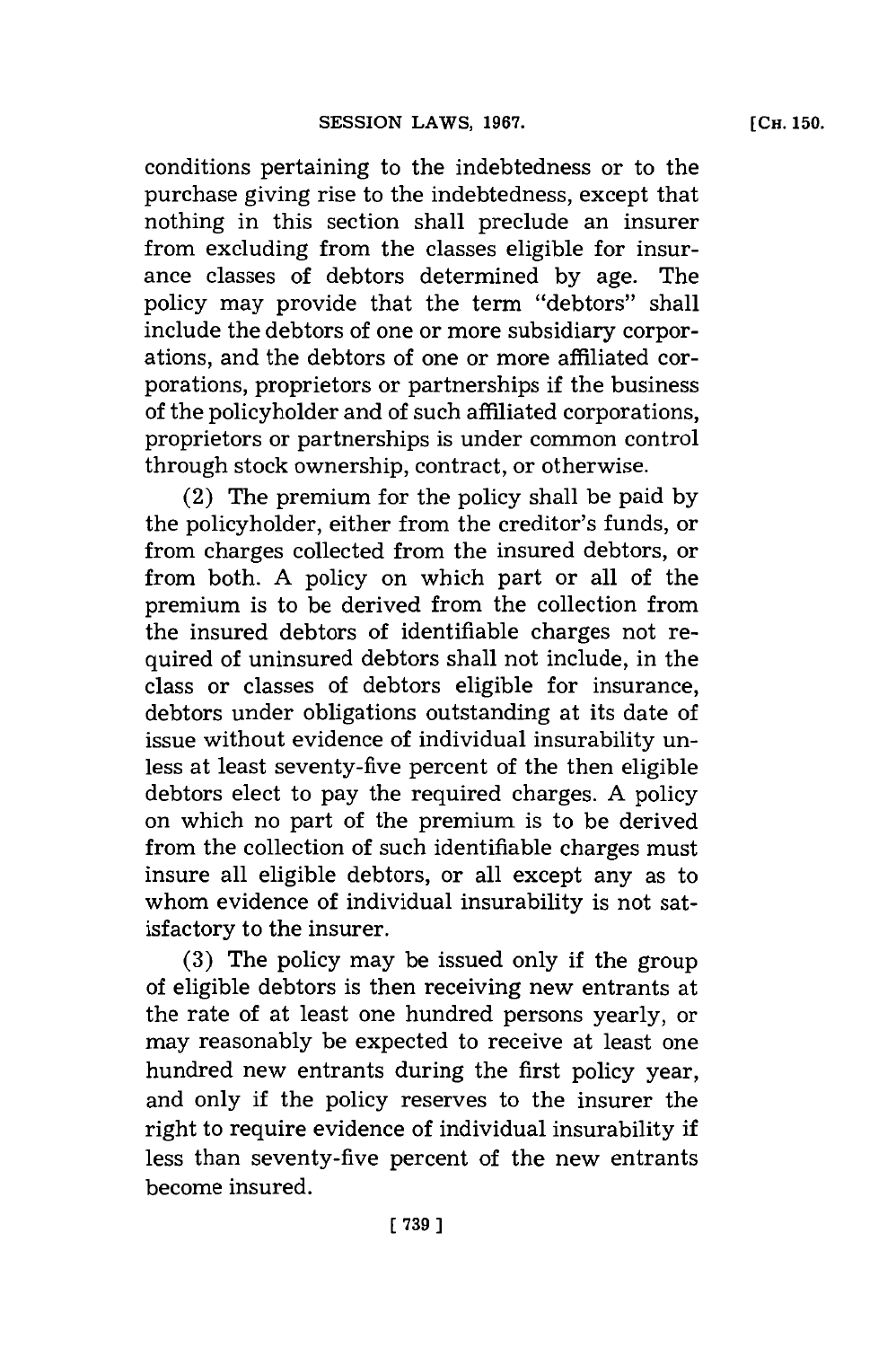conditions pertaining to the indebtedness or to the purchase giving rise to the indebtedness, except that nothing in this section shall preclude an insurer from excluding from the classes eligible for insurance classes of debtors determined by age. The policy may provide that the term "debtors" shall include the debtors of one or more subsidiary corporations, and the debtors of one or more affiliated corporations, proprietors or partnerships if the business of the policyholder and of such affiliated corporations, proprietors or partnerships is under common control through stock ownership, contract, or otherwise.

(2) The premium for the policy shall be paid by the policyholder, either from the creditor's funds, or from charges collected from the insured debtors, or from both. A policy on which part or all of the premium is to be derived from the collection from the insured debtors of identifiable charges not required of uninsured debtors shall not include, in the class or classes of debtors eligible for insurance, debtors under obligations outstanding at its date of issue without evidence of individual insurability unless at least seventy-five percent of the then eligible debtors elect to pay the required charges. A policy on which no part of the premium is to be derived from the collection of such identifiable charges must insure all eligible debtors, or all except any as to whom evidence of individual insurability is not satisfactory to the insurer.

(3) The policy may be issued only if the group of eligible debtors is then receiving new entrants at the rate of at least one hundred persons yearly, or may reasonably be expected to receive at least one hundred new entrants during the first policy year, and only if the policy reserves to the insurer the right to require evidence of individual insurability if less than seventy-five percent of the new entrants become insured.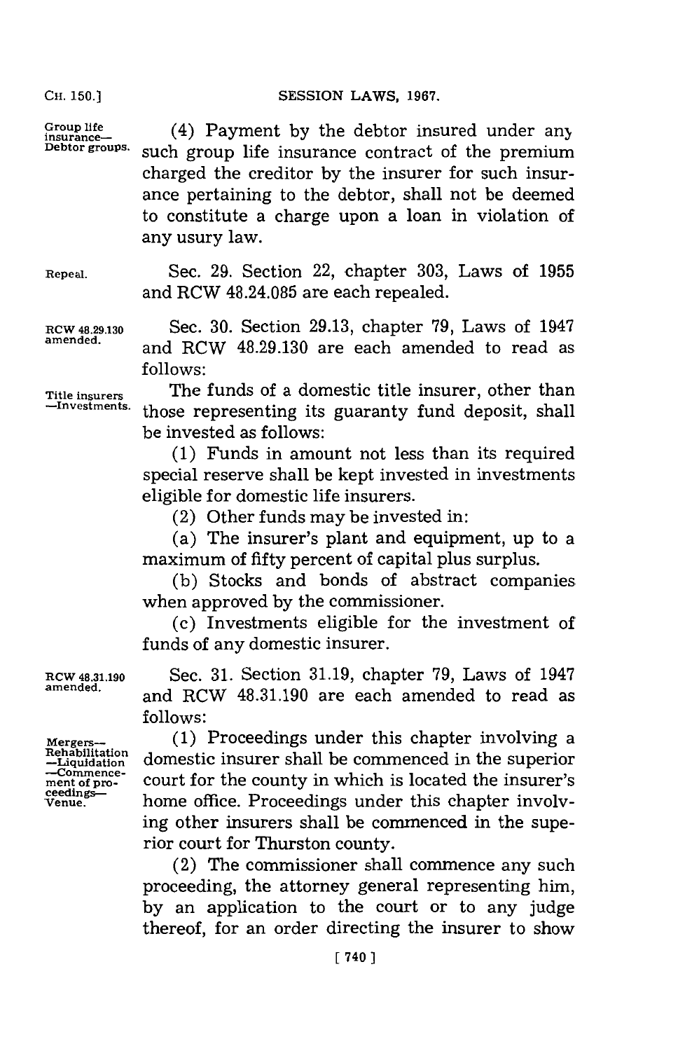Group life insurance—Debtor groups.

(4) Payment by the debtor insured under any such group life insurance contract of the premium charged the creditor by the insurer for such insurance pertaining to the debtor, shall not be deemed to constitute a charge upon a loan in violation of any usury law.

Repeal.

Sec. 29. Section 22, chapter 303, Laws of 1955 and RCW 48.24.085 are each repealed.

RCW 48.29.130 amended.

Sec. 30. Section 29.13, chapter 79, Laws of 1947 and RCW 48.29.130 are each amended to read as follows:

Title insurers —Investments.

The funds of a domestic title insurer, other than those representing its guaranty fund deposit, shall be invested as follows:

(1) Funds in amount not less than its required special reserve shall be kept invested in investments eligible for domestic life insurers.

(2) Other funds may be invested in:

(a) The insurer's plant and equipment, up to a maximum of fifty percent of capital plus surplus.

(b) Stocks and bonds of abstract companies when approved by the commissioner.

(c) Investments eligible for the investment of funds of any domestic insurer.

RCW 48.31.190 amended.

Sec. 31. Section 31.19, chapter 79, Laws of 1947 and RCW 48.31.190 are each amended to read as follows:

Mergers—Rehabilitation—Liquidation—Commencement of proceedings—Venue.

(1) Proceedings under this chapter involving a domestic insurer shall be commenced in the superior court for the county in which is located the insurer's home office. Proceedings under this chapter involving other insurers shall be commenced in the superior court for Thurston county.

(2) The commissioner shall commence any such proceeding, the attorney general representing him, by an application to the court or to any judge thereof, for an order directing the insurer to show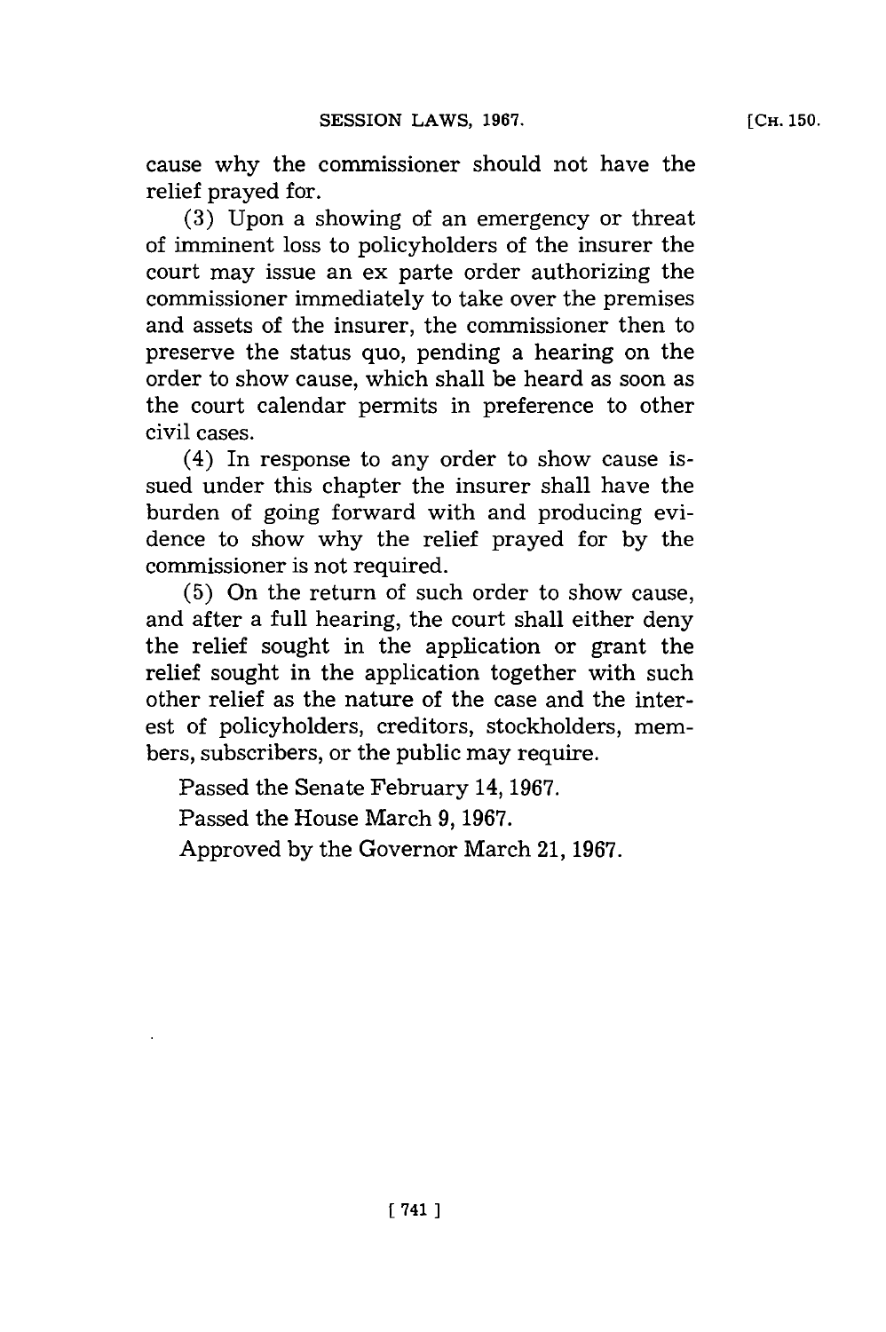cause why the commissioner should not have the relief prayed for.

(3) Upon a showing of an emergency or threat of imminent loss to policyholders of the insurer the court may issue an ex parte order authorizing the commissioner immediately to take over the premises and assets of the insurer, the commissioner then to preserve the status quo, pending a hearing on the order to show cause, which shall be heard as soon as the court calendar permits in preference to other civil cases.

(4) In response to any order to show cause issued under this chapter the insurer shall have the burden of going forward with and producing evidence to show why the relief prayed for by the commissioner is not required.

(5) On the return of such order to show cause, and after a full hearing, the court shall either deny the relief sought in the application or grant the relief sought in the application together with such other relief as the nature of the case and the interest of policyholders, creditors, stockholders, members, subscribers, or the public may require.

Passed the Senate February 14, 1967.

Passed the House March 9, 1967.

Approved by the Governor March 21, 1967.